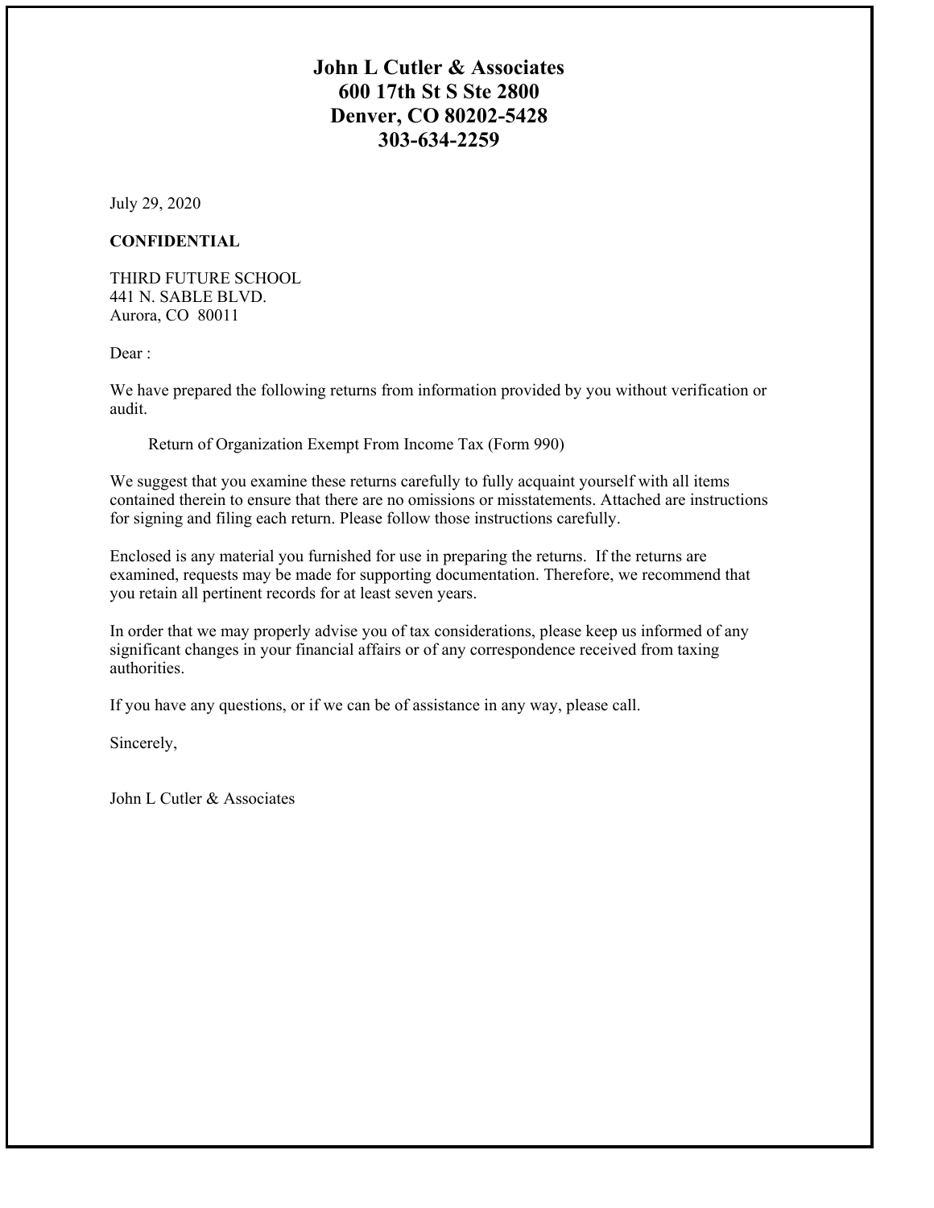# John L Cutler & Associates
# 600 17th St S Ste 2800
# Denver, CO 80202-5428
# 303-634-2259

July 29, 2020

**CONFIDENTIAL**

THIRD FUTURE SCHOOL
441 N. SABLE BLVD.
Aurora, CO 80011

Dear :

We have prepared the following returns from information provided by you without verification or audit.

Return of Organization Exempt From Income Tax (Form 990)

We suggest that you examine these returns carefully to fully acquaint yourself with all items contained therein to ensure that there are no omissions or misstatements. Attached are instructions for signing and filing each return. Please follow those instructions carefully.

Enclosed is any material you furnished for use in preparing the returns. If the returns are examined, requests may be made for supporting documentation. Therefore, we recommend that you retain all pertinent records for at least seven years.

In order that we may properly advise you of tax considerations, please keep us informed of any significant changes in your financial affairs or of any correspondence received from taxing authorities.

If you have any questions, or if we can be of assistance in any way, please call.

Sincerely,

John L Cutler & Associates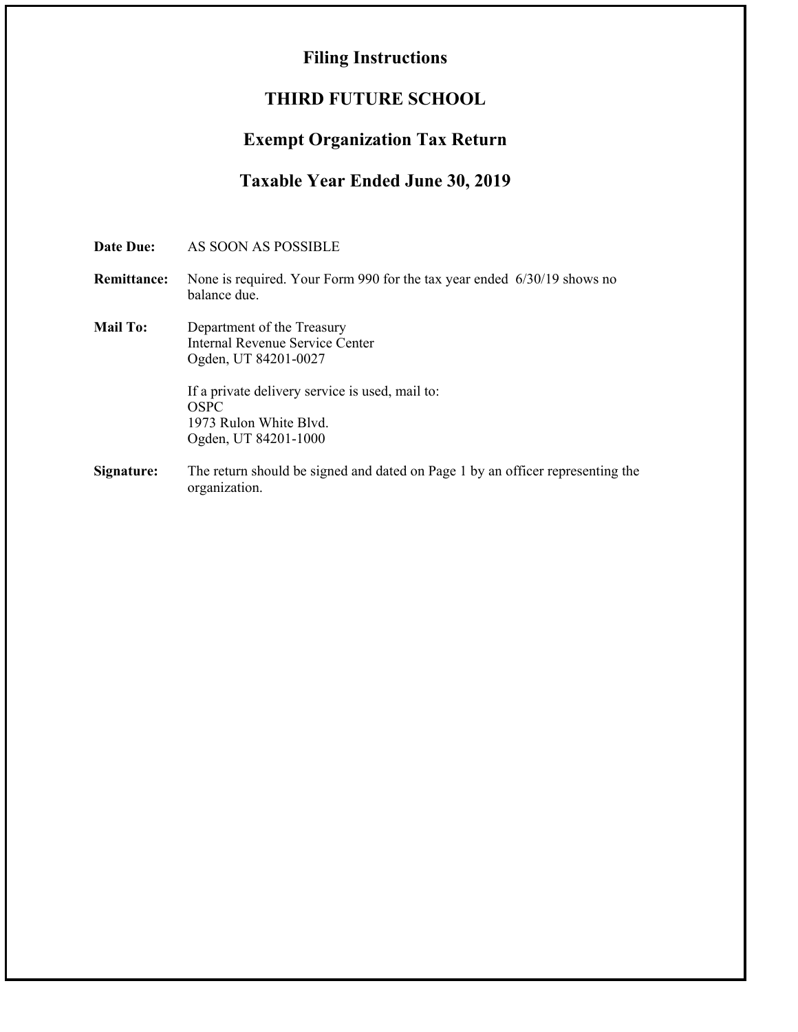# Filing Instructions

## THIRD FUTURE SCHOOL

## Exempt Organization Tax Return

## Taxable Year Ended June 30, 2019

**Date Due:** AS SOON AS POSSIBLE

**Remittance:** None is required. Your Form 990 for the tax year ended 6/30/19 shows no balance due.

**Mail To:** Department of the Treasury
Internal Revenue Service Center
Ogden, UT 84201-0027

If a private delivery service is used, mail to:
OSPC
1973 Rulon White Blvd.
Ogden, UT 84201-1000

**Signature:** The return should be signed and dated on Page 1 by an officer representing the organization.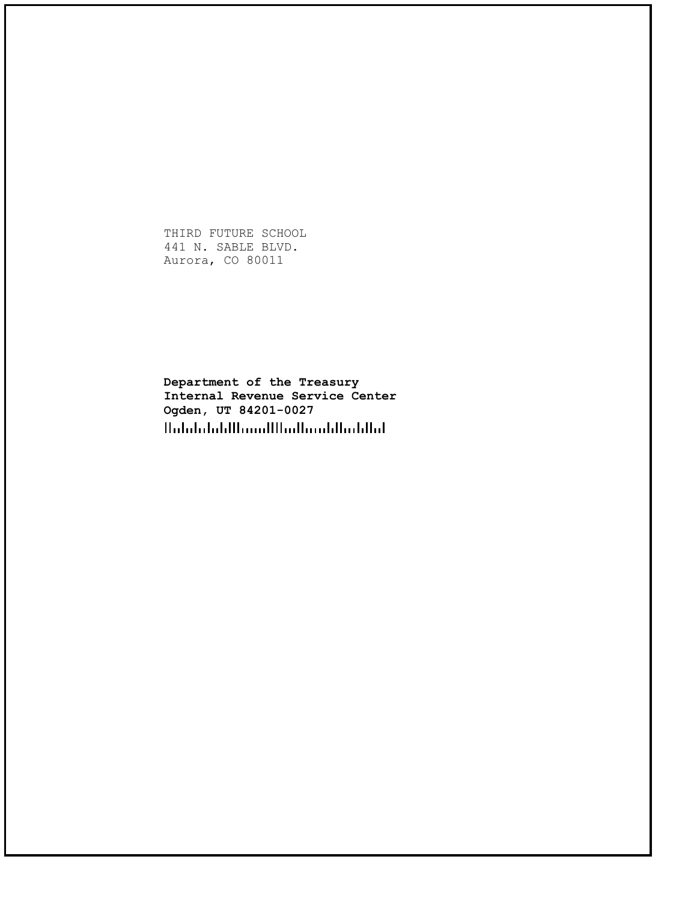THIRD FUTURE SCHOOL
441 N. SABLE BLVD.
Aurora, CO 80011

**Department of the Treasury**
**Internal Revenue Service Center**
**Ogden, UT 84201-0027**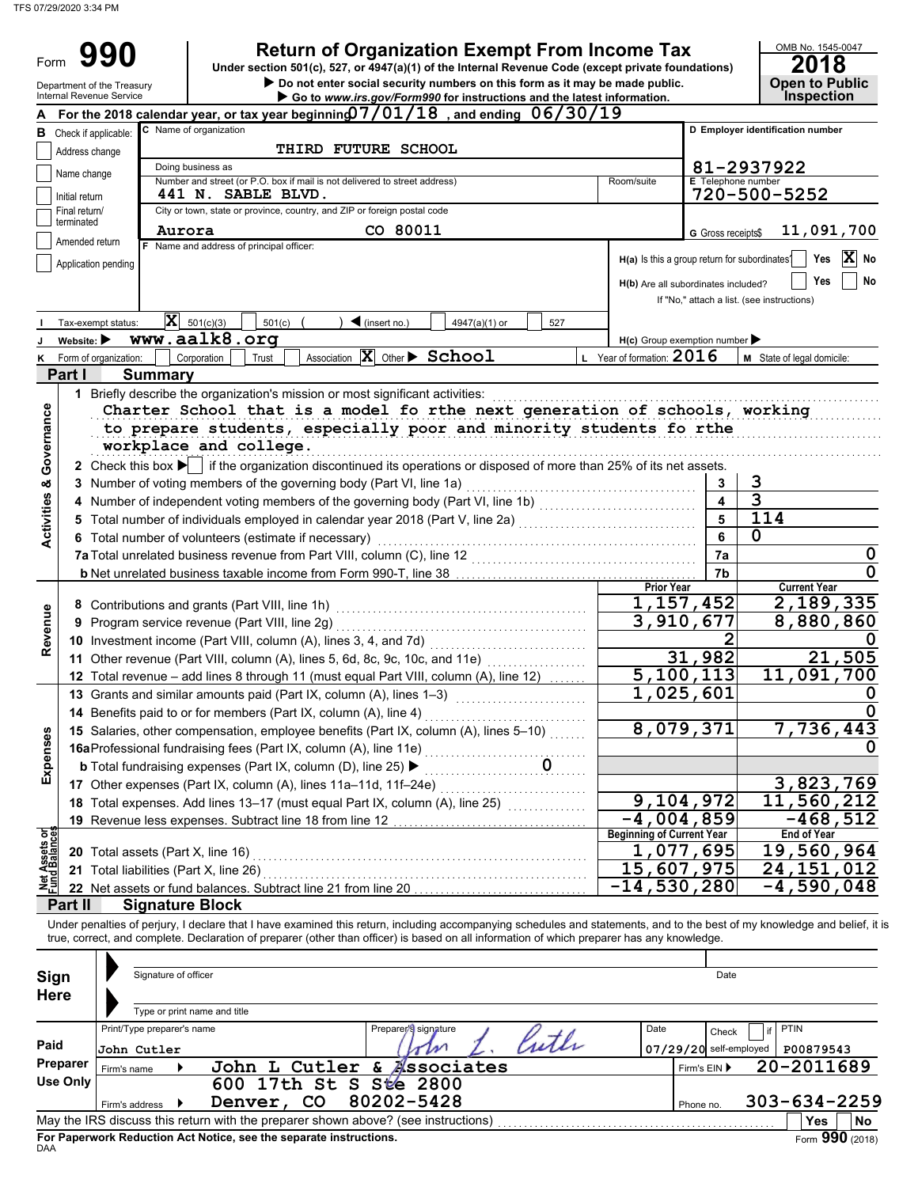TFS 07/29/2020 3:34 PM

# Form 990 — Return of Organization Exempt From Income Tax

Under section 501(c), 527, or 4947(a)(1) of the Internal Revenue Code (except private foundations)

▶ Do not enter social security numbers on this form as it may be made public.

▶ Go to *www.irs.gov/Form990* for instructions and the latest information.

Department of the Treasury
Internal Revenue Service

OMB No. 1545-0047
**2018**
**Open to Public Inspection**

**A** For the 2018 calendar year, or tax year beginning 07/01/18 , and ending 06/30/19

**B** Check if applicable:
- Address change
- Name change
- Initial return
- Final return/terminated
- Amended return
- Application pending

**C** Name of organization: THIRD FUTURE SCHOOL

Doing business as

Number and street (or P.O. box if mail is not delivered to street address): 441 N. SABLE BLVD. Room/suite

City or town, state or province, country, and ZIP or foreign postal code: Aurora CO 80011

**D** Employer identification number: 81-2937922

**E** Telephone number: 720-500-5252

**G** Gross receipts$ 11,091,700

**F** Name and address of principal officer:

**H(a)** Is this a group return for subordinates? Yes [ ] No [X]

**H(b)** Are all subordinates included? Yes [ ] No [ ]
If "No," attach a list. (see instructions)

**I** Tax-exempt status: [X] 501(c)(3) [ ] 501(c) ( ) ◀ (insert no.) [ ] 4947(a)(1) or [ ] 527

**J** Website: ▶ www.aalk8.org

**H(c)** Group exemption number ▶

**K** Form of organization: [ ] Corporation [ ] Trust [ ] Association [X] Other ▶ School

**L** Year of formation: 2016

**M** State of legal domicile:

## Part I Summary

**Activities & Governance**

1 Briefly describe the organization's mission or most significant activities:
Charter School that is a model fo rthe next generation of schools, working to prepare students, especially poor and minority students fo rthe workplace and college.

2 Check this box ▶ [ ] if the organization discontinued its operations or disposed of more than 25% of its net assets.

| | | | |
|---|---|---|---|
| 3 | Number of voting members of the governing body (Part VI, line 1a) | 3 | 3 |
| 4 | Number of independent voting members of the governing body (Part VI, line 1b) | 4 | 3 |
| 5 | Total number of individuals employed in calendar year 2018 (Part V, line 2a) | 5 | 114 |
| 6 | Total number of volunteers (estimate if necessary) | 6 | 0 |
| 7a | Total unrelated business revenue from Part VIII, column (C), line 12 | 7a | 0 |
| b | Net unrelated business taxable income from Form 990-T, line 38 | 7b | 0 |

| | | Prior Year | Current Year |
|---|---|---|---|
| **Revenue** | | | |
| 8 | Contributions and grants (Part VIII, line 1h) | 1,157,452 | 2,189,335 |
| 9 | Program service revenue (Part VIII, line 2g) | 3,910,677 | 8,880,860 |
| 10 | Investment income (Part VIII, column (A), lines 3, 4, and 7d) | 2 | 0 |
| 11 | Other revenue (Part VIII, column (A), lines 5, 6d, 8c, 9c, 10c, and 11e) | 31,982 | 21,505 |
| 12 | Total revenue – add lines 8 through 11 (must equal Part VIII, column (A), line 12) | 5,100,113 | 11,091,700 |
| **Expenses** | | | |
| 13 | Grants and similar amounts paid (Part IX, column (A), lines 1–3) | 1,025,601 | 0 |
| 14 | Benefits paid to or for members (Part IX, column (A), line 4) | | 0 |
| 15 | Salaries, other compensation, employee benefits (Part IX, column (A), lines 5–10) | 8,079,371 | 7,736,443 |
| 16a | Professional fundraising fees (Part IX, column (A), line 11e) | | 0 |
| b | Total fundraising expenses (Part IX, column (D), line 25) ▶ 0 | | |
| 17 | Other expenses (Part IX, column (A), lines 11a–11d, 11f–24e) | | 3,823,769 |
| 18 | Total expenses. Add lines 13–17 (must equal Part IX, column (A), line 25) | 9,104,972 | 11,560,212 |
| 19 | Revenue less expenses. Subtract line 18 from line 12 | -4,004,859 | -468,512 |

| | | Beginning of Current Year | End of Year |
|---|---|---|---|
| **Net Assets or Fund Balances** | | | |
| 20 | Total assets (Part X, line 16) | 1,077,695 | 19,560,964 |
| 21 | Total liabilities (Part X, line 26) | 15,607,975 | 24,151,012 |
| 22 | Net assets or fund balances. Subtract line 21 from line 20 | -14,530,280 | -4,590,048 |

## Part II Signature Block

Under penalties of perjury, I declare that I have examined this return, including accompanying schedules and statements, and to the best of my knowledge and belief, it is true, correct, and complete. Declaration of preparer (other than officer) is based on all information of which preparer has any knowledge.

**Sign Here**

Signature of officer — Date

Type or print name and title

**Paid Preparer Use Only**

| Print/Type preparer's name | Preparer's signature | Date | Check if self-employed | PTIN |
|---|---|---|---|---|
| John Cutler | John L. Cutler | 07/29/20 | | P00879543 |

Firm's name ▶ John L Cutler & Associates — Firm's EIN ▶ 20-2011689

Firm's address ▶ 600 17th St S Ste 2800, Denver, CO 80202-5428 — Phone no. 303-634-2259

May the IRS discuss this return with the preparer shown above? (see instructions) Yes No

**For Paperwork Reduction Act Notice, see the separate instructions.**

DAA Form **990** (2018)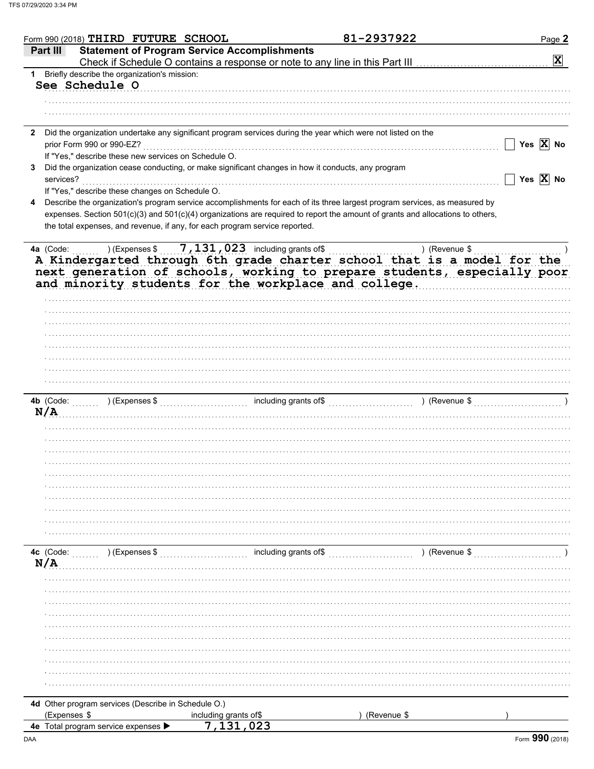Form 990 (2018) THIRD FUTURE SCHOOL 81-2937922

## Part III Statement of Program Service Accomplishments

Check if Schedule O contains a response or note to any line in this Part III [X]

1 Briefly describe the organization's mission:

See Schedule O

2 Did the organization undertake any significant program services during the year which were not listed on the prior Form 990 or 990-EZ? [ ] Yes [X] No

If "Yes," describe these new services on Schedule O.

3 Did the organization cease conducting, or make significant changes in how it conducts, any program services? [ ] Yes [X] No

If "Yes," describe these changes on Schedule O.

4 Describe the organization's program service accomplishments for each of its three largest program services, as measured by expenses. Section 501(c)(3) and 501(c)(4) organizations are required to report the amount of grants and allocations to others, the total expenses, and revenue, if any, for each program service reported.

4a (Code: ) (Expenses $ 7,131,023 including grants of$ ) (Revenue $ )

A Kindergarted through 6th grade charter school that is a model for the next generation of schools, working to prepare students, especially poor and minority students for the workplace and college.

4b (Code: ) (Expenses $ including grants of$ ) (Revenue $ )

N/A

4c (Code: ) (Expenses $ including grants of$ ) (Revenue $ )

N/A

4d Other program services (Describe in Schedule O.)

(Expenses $ including grants of$ ) (Revenue $ )

4e Total program service expenses ▶ 7,131,023

Form 990 (2018)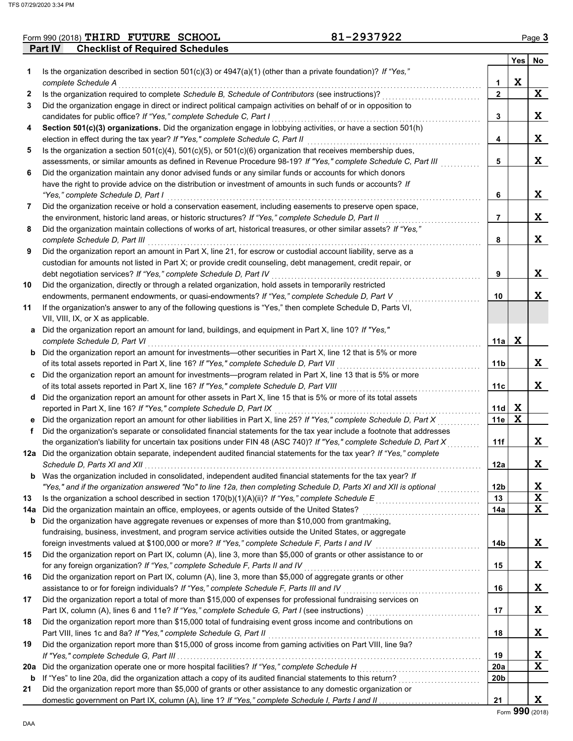Form 990 (2018) **THIRD FUTURE SCHOOL** **81-2937922** Page 3

## Part IV Checklist of Required Schedules

| | | | Yes | No |
|---|---|---|---|---|
| **1** | Is the organization described in section 501(c)(3) or 4947(a)(1) (other than a private foundation)? *If "Yes," complete Schedule A* | 1 | X | |
| **2** | Is the organization required to complete *Schedule B, Schedule of Contributors* (see instructions)? | 2 | | X |
| **3** | Did the organization engage in direct or indirect political campaign activities on behalf of or in opposition to candidates for public office? *If "Yes," complete Schedule C, Part I* | 3 | | X |
| **4** | **Section 501(c)(3) organizations.** Did the organization engage in lobbying activities, or have a section 501(h) election in effect during the tax year? *If "Yes," complete Schedule C, Part II* | 4 | | X |
| **5** | Is the organization a section 501(c)(4), 501(c)(5), or 501(c)(6) organization that receives membership dues, assessments, or similar amounts as defined in Revenue Procedure 98-19? *If "Yes," complete Schedule C, Part III* | 5 | | X |
| **6** | Did the organization maintain any donor advised funds or any similar funds or accounts for which donors have the right to provide advice on the distribution or investment of amounts in such funds or accounts? *If "Yes," complete Schedule D, Part I* | 6 | | X |
| **7** | Did the organization receive or hold a conservation easement, including easements to preserve open space, the environment, historic land areas, or historic structures? *If "Yes," complete Schedule D, Part II* | 7 | | X |
| **8** | Did the organization maintain collections of works of art, historical treasures, or other similar assets? *If "Yes," complete Schedule D, Part III* | 8 | | X |
| **9** | Did the organization report an amount in Part X, line 21, for escrow or custodial account liability, serve as a custodian for amounts not listed in Part X; or provide credit counseling, debt management, credit repair, or debt negotiation services? *If "Yes," complete Schedule D, Part IV* | 9 | | X |
| **10** | Did the organization, directly or through a related organization, hold assets in temporarily restricted endowments, permanent endowments, or quasi-endowments? *If "Yes," complete Schedule D, Part V* | 10 | | X |
| **11** | If the organization's answer to any of the following questions is "Yes," then complete Schedule D, Parts VI, VII, VIII, IX, or X as applicable. | | | |
| **a** | Did the organization report an amount for land, buildings, and equipment in Part X, line 10? *If "Yes," complete Schedule D, Part VI* | 11a | X | |
| **b** | Did the organization report an amount for investments—other securities in Part X, line 12 that is 5% or more of its total assets reported in Part X, line 16? *If "Yes," complete Schedule D, Part VII* | 11b | | X |
| **c** | Did the organization report an amount for investments—program related in Part X, line 13 that is 5% or more of its total assets reported in Part X, line 16? *If "Yes," complete Schedule D, Part VIII* | 11c | | X |
| **d** | Did the organization report an amount for other assets in Part X, line 15 that is 5% or more of its total assets reported in Part X, line 16? *If "Yes," complete Schedule D, Part IX* | 11d | X | |
| **e** | Did the organization report an amount for other liabilities in Part X, line 25? *If "Yes," complete Schedule D, Part X* | 11e | X | |
| **f** | Did the organization's separate or consolidated financial statements for the tax year include a footnote that addresses the organization's liability for uncertain tax positions under FIN 48 (ASC 740)? *If "Yes," complete Schedule D, Part X* | 11f | | X |
| **12a** | Did the organization obtain separate, independent audited financial statements for the tax year? *If "Yes," complete Schedule D, Parts XI and XII* | 12a | | X |
| **b** | Was the organization included in consolidated, independent audited financial statements for the tax year? *If "Yes," and if the organization answered "No" to line 12a, then completing Schedule D, Parts XI and XII is optional* | 12b | | X |
| **13** | Is the organization a school described in section 170(b)(1)(A)(ii)? *If "Yes," complete Schedule E* | 13 | | X |
| **14a** | Did the organization maintain an office, employees, or agents outside of the United States? | 14a | | X |
| **b** | Did the organization have aggregate revenues or expenses of more than $10,000 from grantmaking, fundraising, business, investment, and program service activities outside the United States, or aggregate foreign investments valued at $100,000 or more? *If "Yes," complete Schedule F, Parts I and IV* | 14b | | X |
| **15** | Did the organization report on Part IX, column (A), line 3, more than $5,000 of grants or other assistance to or for any foreign organization? *If "Yes," complete Schedule F, Parts II and IV* | 15 | | X |
| **16** | Did the organization report on Part IX, column (A), line 3, more than $5,000 of aggregate grants or other assistance to or for foreign individuals? *If "Yes," complete Schedule F, Parts III and IV* | 16 | | X |
| **17** | Did the organization report a total of more than $15,000 of expenses for professional fundraising services on Part IX, column (A), lines 6 and 11e? *If "Yes," complete Schedule G, Part I* (see instructions) | 17 | | X |
| **18** | Did the organization report more than $15,000 total of fundraising event gross income and contributions on Part VIII, lines 1c and 8a? *If "Yes," complete Schedule G, Part II* | 18 | | X |
| **19** | Did the organization report more than $15,000 of gross income from gaming activities on Part VIII, line 9a? *If "Yes," complete Schedule G, Part III* | 19 | | X |
| **20a** | Did the organization operate one or more hospital facilities? *If "Yes," complete Schedule H* | 20a | | X |
| **b** | If "Yes" to line 20a, did the organization attach a copy of its audited financial statements to this return? | 20b | | |
| **21** | Did the organization report more than $5,000 of grants or other assistance to any domestic organization or domestic government on Part IX, column (A), line 1? *If "Yes," complete Schedule I, Parts I and II* | 21 | | X |

Form **990** (2018)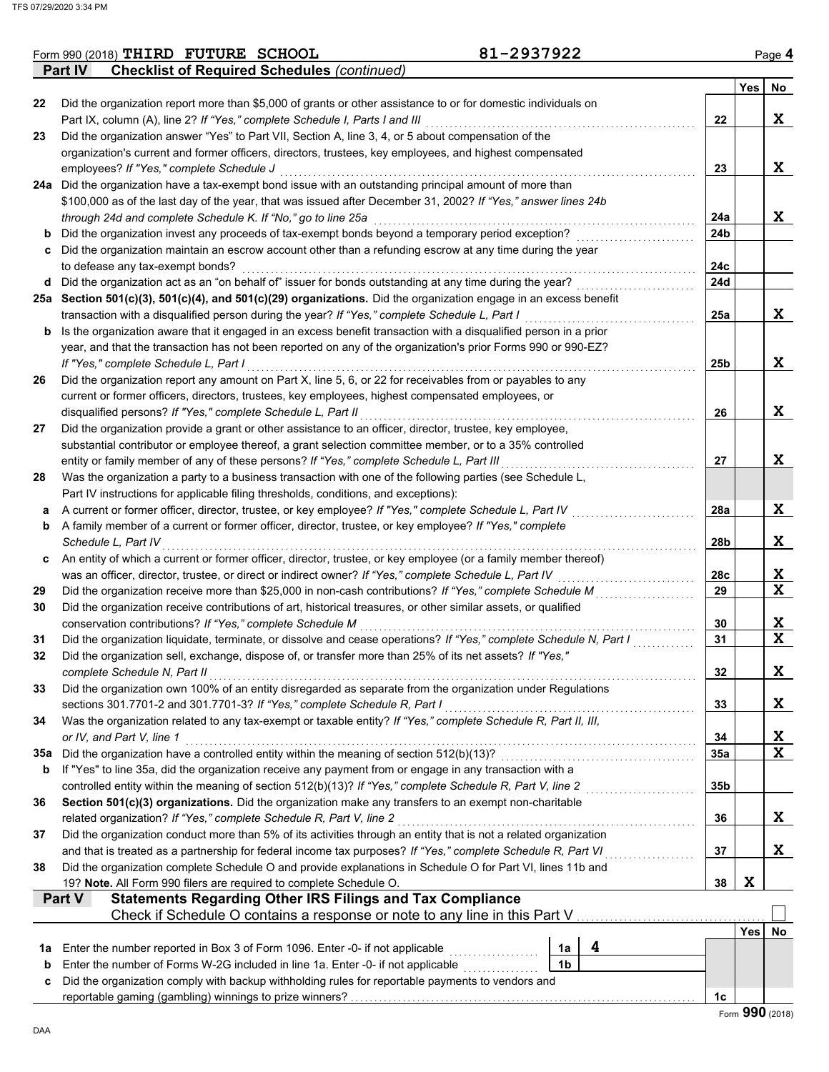Form 990 (2018) **THIRD FUTURE SCHOOL** **81-2937922** Page 4

## Part IV Checklist of Required Schedules *(continued)*

| | | | Yes | No |
|---|---|---|---|---|
| 22 | Did the organization report more than $5,000 of grants or other assistance to or for domestic individuals on Part IX, column (A), line 2? *If "Yes," complete Schedule I, Parts I and III* | 22 | | X |
| 23 | Did the organization answer "Yes" to Part VII, Section A, line 3, 4, or 5 about compensation of the organization's current and former officers, directors, trustees, key employees, and highest compensated employees? *If "Yes," complete Schedule J* | 23 | | X |
| 24a | Did the organization have a tax-exempt bond issue with an outstanding principal amount of more than $100,000 as of the last day of the year, that was issued after December 31, 2002? *If "Yes," answer lines 24b through 24d and complete Schedule K. If "No," go to line 25a* | 24a | | X |
| b | Did the organization invest any proceeds of tax-exempt bonds beyond a temporary period exception? | 24b | | |
| c | Did the organization maintain an escrow account other than a refunding escrow at any time during the year to defease any tax-exempt bonds? | 24c | | |
| d | Did the organization act as an "on behalf of" issuer for bonds outstanding at any time during the year? | 24d | | |
| 25a | **Section 501(c)(3), 501(c)(4), and 501(c)(29) organizations.** Did the organization engage in an excess benefit transaction with a disqualified person during the year? *If "Yes," complete Schedule L, Part I* | 25a | | X |
| b | Is the organization aware that it engaged in an excess benefit transaction with a disqualified person in a prior year, and that the transaction has not been reported on any of the organization's prior Forms 990 or 990-EZ? *If "Yes," complete Schedule L, Part I* | 25b | | X |
| 26 | Did the organization report any amount on Part X, line 5, 6, or 22 for receivables from or payables to any current or former officers, directors, trustees, key employees, highest compensated employees, or disqualified persons? *If "Yes," complete Schedule L, Part II* | 26 | | X |
| 27 | Did the organization provide a grant or other assistance to an officer, director, trustee, key employee, substantial contributor or employee thereof, a grant selection committee member, or to a 35% controlled entity or family member of any of these persons? *If "Yes," complete Schedule L, Part III* | 27 | | X |
| 28 | Was the organization a party to a business transaction with one of the following parties (see Schedule L, Part IV instructions for applicable filing thresholds, conditions, and exceptions): | | | |
| a | A current or former officer, director, trustee, or key employee? *If "Yes," complete Schedule L, Part IV* | 28a | | X |
| b | A family member of a current or former officer, director, trustee, or key employee? *If "Yes," complete Schedule L, Part IV* | 28b | | X |
| c | An entity of which a current or former officer, director, trustee, or key employee (or a family member thereof) was an officer, director, trustee, or direct or indirect owner? *If "Yes," complete Schedule L, Part IV* | 28c | | X |
| 29 | Did the organization receive more than $25,000 in non-cash contributions? *If "Yes," complete Schedule M* | 29 | | X |
| 30 | Did the organization receive contributions of art, historical treasures, or other similar assets, or qualified conservation contributions? *If "Yes," complete Schedule M* | 30 | | X |
| 31 | Did the organization liquidate, terminate, or dissolve and cease operations? *If "Yes," complete Schedule N, Part I* | 31 | | X |
| 32 | Did the organization sell, exchange, dispose of, or transfer more than 25% of its net assets? *If "Yes," complete Schedule N, Part II* | 32 | | X |
| 33 | Did the organization own 100% of an entity disregarded as separate from the organization under Regulations sections 301.7701-2 and 301.7701-3? *If "Yes," complete Schedule R, Part I* | 33 | | X |
| 34 | Was the organization related to any tax-exempt or taxable entity? *If "Yes," complete Schedule R, Part II, III, or IV, and Part V, line 1* | 34 | | X |
| 35a | Did the organization have a controlled entity within the meaning of section 512(b)(13)? | 35a | | X |
| b | If "Yes" to line 35a, did the organization receive any payment from or engage in any transaction with a controlled entity within the meaning of section 512(b)(13)? *If "Yes," complete Schedule R, Part V, line 2* | 35b | | |
| 36 | **Section 501(c)(3) organizations.** Did the organization make any transfers to an exempt non-charitable related organization? *If "Yes," complete Schedule R, Part V, line 2* | 36 | | X |
| 37 | Did the organization conduct more than 5% of its activities through an entity that is not a related organization and that is treated as a partnership for federal income tax purposes? *If "Yes," complete Schedule R, Part VI* | 37 | | X |
| 38 | Did the organization complete Schedule O and provide explanations in Schedule O for Part VI, lines 11b and 19? **Note.** All Form 990 filers are required to complete Schedule O. | 38 | X | |

## Part V Statements Regarding Other IRS Filings and Tax Compliance

Check if Schedule O contains a response or note to any line in this Part V ☐

| | | | | | Yes | No |
|---|---|---|---|---|---|---|
| 1a | Enter the number reported in Box 3 of Form 1096. Enter -0- if not applicable | 1a | 4 | | | |
| b | Enter the number of Forms W-2G included in line 1a. Enter -0- if not applicable | 1b | | | | |
| c | Did the organization comply with backup withholding rules for reportable payments to vendors and reportable gaming (gambling) winnings to prize winners? | | | 1c | | |

Form **990** (2018)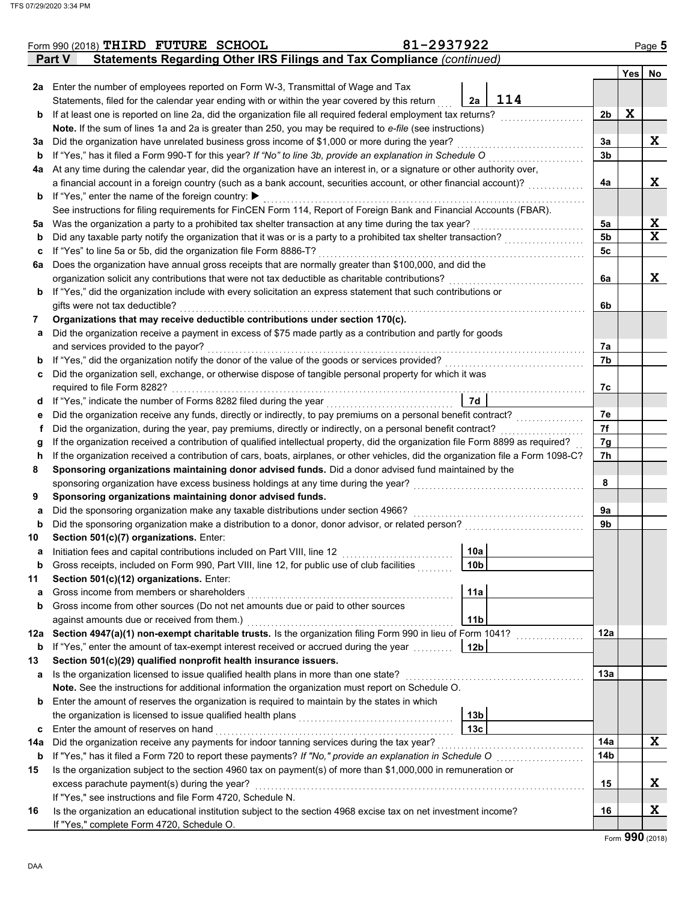Form 990 (2018) **THIRD FUTURE SCHOOL** **81-2937922** Page **5**

## Part V Statements Regarding Other IRS Filings and Tax Compliance *(continued)*

| | | | | Yes | No |
|---|---|---|---|---|---|
| **2a** | Enter the number of employees reported on Form W-3, Transmittal of Wage and Tax Statements, filed for the calendar year ending with or within the year covered by this return | 2a: 114 | | | |
| **b** | If at least one is reported on line 2a, did the organization file all required federal employment tax returns? | | 2b | X | |
| | **Note.** If the sum of lines 1a and 2a is greater than 250, you may be required to *e-file* (see instructions) | | | | |
| **3a** | Did the organization have unrelated business gross income of $1,000 or more during the year? | | 3a | | X |
| **b** | If "Yes," has it filed a Form 990-T for this year? *If "No" to line 3b, provide an explanation in Schedule O* | | 3b | | |
| **4a** | At any time during the calendar year, did the organization have an interest in, or a signature or other authority over, a financial account in a foreign country (such as a bank account, securities account, or other financial account)? | | 4a | | X |
| **b** | If "Yes," enter the name of the foreign country: ▶ | | | | |
| | See instructions for filing requirements for FinCEN Form 114, Report of Foreign Bank and Financial Accounts (FBAR). | | | | |
| **5a** | Was the organization a party to a prohibited tax shelter transaction at any time during the tax year? | | 5a | | X |
| **b** | Did any taxable party notify the organization that it was or is a party to a prohibited tax shelter transaction? | | 5b | | X |
| **c** | If "Yes" to line 5a or 5b, did the organization file Form 8886-T? | | 5c | | |
| **6a** | Does the organization have annual gross receipts that are normally greater than $100,000, and did the organization solicit any contributions that were not tax deductible as charitable contributions? | | 6a | | X |
| **b** | If "Yes," did the organization include with every solicitation an express statement that such contributions or gifts were not tax deductible? | | 6b | | |
| **7** | **Organizations that may receive deductible contributions under section 170(c).** | | | | |
| **a** | Did the organization receive a payment in excess of $75 made partly as a contribution and partly for goods and services provided to the payor? | | 7a | | |
| **b** | If "Yes," did the organization notify the donor of the value of the goods or services provided? | | 7b | | |
| **c** | Did the organization sell, exchange, or otherwise dispose of tangible personal property for which it was required to file Form 8282? | | 7c | | |
| **d** | If "Yes," indicate the number of Forms 8282 filed during the year | 7d | | | |
| **e** | Did the organization receive any funds, directly or indirectly, to pay premiums on a personal benefit contract? | | 7e | | |
| **f** | Did the organization, during the year, pay premiums, directly or indirectly, on a personal benefit contract? | | 7f | | |
| **g** | If the organization received a contribution of qualified intellectual property, did the organization file Form 8899 as required? | | 7g | | |
| **h** | If the organization received a contribution of cars, boats, airplanes, or other vehicles, did the organization file a Form 1098-C? | | 7h | | |
| **8** | **Sponsoring organizations maintaining donor advised funds.** Did a donor advised fund maintained by the sponsoring organization have excess business holdings at any time during the year? | | 8 | | |
| **9** | **Sponsoring organizations maintaining donor advised funds.** | | | | |
| **a** | Did the sponsoring organization make any taxable distributions under section 4966? | | 9a | | |
| **b** | Did the sponsoring organization make a distribution to a donor, donor advisor, or related person? | | 9b | | |
| **10** | **Section 501(c)(7) organizations.** Enter: | | | | |
| **a** | Initiation fees and capital contributions included on Part VIII, line 12 | 10a | | | |
| **b** | Gross receipts, included on Form 990, Part VIII, line 12, for public use of club facilities | 10b | | | |
| **11** | **Section 501(c)(12) organizations.** Enter: | | | | |
| **a** | Gross income from members or shareholders | 11a | | | |
| **b** | Gross income from other sources (Do not net amounts due or paid to other sources against amounts due or received from them.) | 11b | | | |
| **12a** | **Section 4947(a)(1) non-exempt charitable trusts.** Is the organization filing Form 990 in lieu of Form 1041? | | 12a | | |
| **b** | If "Yes," enter the amount of tax-exempt interest received or accrued during the year | 12b | | | |
| **13** | **Section 501(c)(29) qualified nonprofit health insurance issuers.** | | | | |
| **a** | Is the organization licensed to issue qualified health plans in more than one state? | | 13a | | |
| | **Note.** See the instructions for additional information the organization must report on Schedule O. | | | | |
| **b** | Enter the amount of reserves the organization is required to maintain by the states in which the organization is licensed to issue qualified health plans | 13b | | | |
| **c** | Enter the amount of reserves on hand | 13c | | | |
| **14a** | Did the organization receive any payments for indoor tanning services during the tax year? | | 14a | | X |
| **b** | If "Yes," has it filed a Form 720 to report these payments? *If "No," provide an explanation in Schedule O* | | 14b | | |
| **15** | Is the organization subject to the section 4960 tax on payment(s) of more than $1,000,000 in remuneration or excess parachute payment(s) during the year? | | 15 | | X |
| | If "Yes," see instructions and file Form 4720, Schedule N. | | | | |
| **16** | Is the organization an educational institution subject to the section 4968 excise tax on net investment income? | | 16 | | X |
| | If "Yes," complete Form 4720, Schedule O. | | | | |

Form **990** (2018)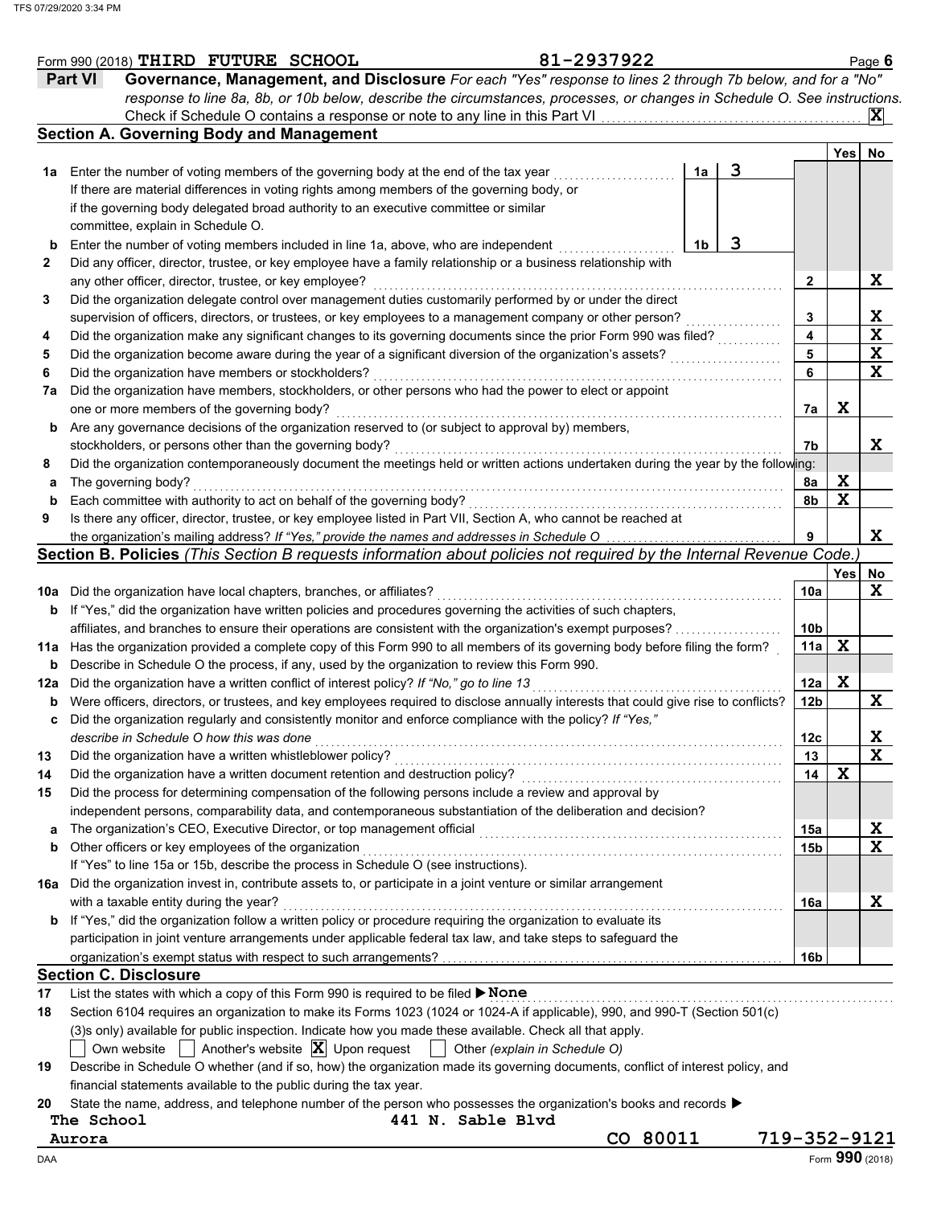Form 990 (2018) **THIRD FUTURE SCHOOL** **81-2937922**

## Part VI Governance, Management, and Disclosure

*For each "Yes" response to lines 2 through 7b below, and for a "No" response to line 8a, 8b, or 10b below, describe the circumstances, processes, or changes in Schedule O. See instructions.*

Check if Schedule O contains a response or note to any line in this Part VI . . . . . . **X**

### Section A. Governing Body and Management

| | | | | Yes | No |
|---|---|---|---|---|---|
| **1a** | Enter the number of voting members of the governing body at the end of the tax year | 1a | 3 | | |
| | If there are material differences in voting rights among members of the governing body, or if the governing body delegated broad authority to an executive committee or similar committee, explain in Schedule O. | | | | |
| **b** | Enter the number of voting members included in line 1a, above, who are independent | 1b | 3 | | |
| **2** | Did any officer, director, trustee, or key employee have a family relationship or a business relationship with any other officer, director, trustee, or key employee? | 2 | | | X |
| **3** | Did the organization delegate control over management duties customarily performed by or under the direct supervision of officers, directors, or trustees, or key employees to a management company or other person? | 3 | | | X |
| **4** | Did the organization make any significant changes to its governing documents since the prior Form 990 was filed? | 4 | | | X |
| **5** | Did the organization become aware during the year of a significant diversion of the organization's assets? | 5 | | | X |
| **6** | Did the organization have members or stockholders? | 6 | | | X |
| **7a** | Did the organization have members, stockholders, or other persons who had the power to elect or appoint one or more members of the governing body? | 7a | | X | |
| **b** | Are any governance decisions of the organization reserved to (or subject to approval by) members, stockholders, or persons other than the governing body? | 7b | | | X |
| **8** | Did the organization contemporaneously document the meetings held or written actions undertaken during the year by the following: | | | | |
| **a** | The governing body? | 8a | | X | |
| **b** | Each committee with authority to act on behalf of the governing body? | 8b | | X | |
| **9** | Is there any officer, director, trustee, or key employee listed in Part VII, Section A, who cannot be reached at the organization's mailing address? *If "Yes," provide the names and addresses in Schedule O* | 9 | | | X |

### Section B. Policies *(This Section B requests information about policies not required by the Internal Revenue Code.)*

| | | | Yes | No |
|---|---|---|---|---|
| **10a** | Did the organization have local chapters, branches, or affiliates? | 10a | | X |
| **b** | If "Yes," did the organization have written policies and procedures governing the activities of such chapters, affiliates, and branches to ensure their operations are consistent with the organization's exempt purposes? | 10b | | |
| **11a** | Has the organization provided a complete copy of this Form 990 to all members of its governing body before filing the form? | 11a | X | |
| **b** | Describe in Schedule O the process, if any, used by the organization to review this Form 990. | | | |
| **12a** | Did the organization have a written conflict of interest policy? *If "No," go to line 13* | 12a | X | |
| **b** | Were officers, directors, or trustees, and key employees required to disclose annually interests that could give rise to conflicts? | 12b | | X |
| **c** | Did the organization regularly and consistently monitor and enforce compliance with the policy? *If "Yes," describe in Schedule O how this was done* | 12c | | X |
| **13** | Did the organization have a written whistleblower policy? | 13 | | X |
| **14** | Did the organization have a written document retention and destruction policy? | 14 | X | |
| **15** | Did the process for determining compensation of the following persons include a review and approval by independent persons, comparability data, and contemporaneous substantiation of the deliberation and decision? | | | |
| **a** | The organization's CEO, Executive Director, or top management official | 15a | | X |
| **b** | Other officers or key employees of the organization | 15b | | X |
| | If "Yes" to line 15a or 15b, describe the process in Schedule O (see instructions). | | | |
| **16a** | Did the organization invest in, contribute assets to, or participate in a joint venture or similar arrangement with a taxable entity during the year? | 16a | | X |
| **b** | If "Yes," did the organization follow a written policy or procedure requiring the organization to evaluate its participation in joint venture arrangements under applicable federal tax law, and take steps to safeguard the organization's exempt status with respect to such arrangements? | 16b | | |

### Section C. Disclosure

**17** List the states with which a copy of this Form 990 is required to be filed ▶ **None**

**18** Section 6104 requires an organization to make its Forms 1023 (1024 or 1024-A if applicable), 990, and 990-T (Section 501(c)(3)s only) available for public inspection. Indicate how you made these available. Check all that apply.

☐ Own website ☐ Another's website ☒ Upon request ☐ Other *(explain in Schedule O)*

**19** Describe in Schedule O whether (and if so, how) the organization made its governing documents, conflict of interest policy, and financial statements available to the public during the tax year.

**20** State the name, address, and telephone number of the person who possesses the organization's books and records ▶

**The School** **441 N. Sable Blvd**
**Aurora** **CO 80011** **719-352-9121**

Form **990** (2018)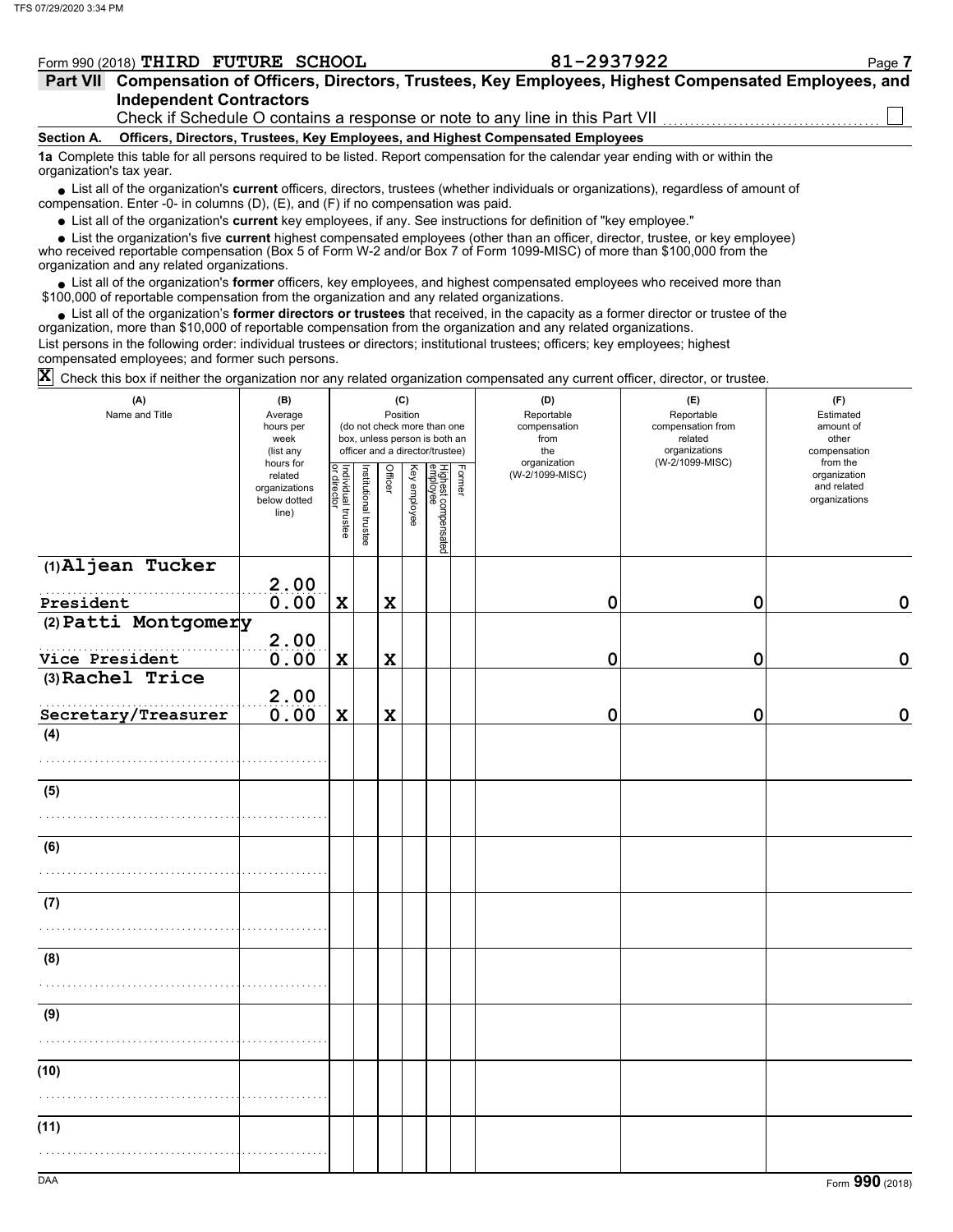Form 990 (2018) **THIRD FUTURE SCHOOL** **81-2937922**

**Part VII Compensation of Officers, Directors, Trustees, Key Employees, Highest Compensated Employees, and Independent Contractors**

Check if Schedule O contains a response or note to any line in this Part VII ☐

**Section A. Officers, Directors, Trustees, Key Employees, and Highest Compensated Employees**

**1a** Complete this table for all persons required to be listed. Report compensation for the calendar year ending with or within the organization's tax year.

- List all of the organization's **current** officers, directors, trustees (whether individuals or organizations), regardless of amount of compensation. Enter -0- in columns (D), (E), and (F) if no compensation was paid.
- List all of the organization's **current** key employees, if any. See instructions for definition of "key employee."
- List the organization's five **current** highest compensated employees (other than an officer, director, trustee, or key employee) who received reportable compensation (Box 5 of Form W-2 and/or Box 7 of Form 1099-MISC) of more than $100,000 from the organization and any related organizations.
- List all of the organization's **former** officers, key employees, and highest compensated employees who received more than $100,000 of reportable compensation from the organization and any related organizations.
- List all of the organization's **former directors or trustees** that received, in the capacity as a former director or trustee of the organization, more than $10,000 of reportable compensation from the organization and any related organizations.

List persons in the following order: individual trustees or directors; institutional trustees; officers; key employees; highest compensated employees; and former such persons.

☒ Check this box if neither the organization nor any related organization compensated any current officer, director, or trustee.

| (A) Name and Title | (B) Average hours per week (list any hours for related organizations below dotted line) | (C) Position (do not check more than one box, unless person is both an officer and a director/trustee) | | | | | | (D) Reportable compensation from the organization (W-2/1099-MISC) | (E) Reportable compensation from related organizations (W-2/1099-MISC) | (F) Estimated amount of other compensation from the organization and related organizations |
|---|---|---|---|---|---|---|---|---|---|---|
| | | Individual trustee or director | Institutional trustee | Officer | Key employee | Highest compensated employee | Former | | | |
| (1) Aljean Tucker<br>President | 2.00<br>0.00 | X | | X | | | | 0 | 0 | 0 |
| (2) Patti Montgomery<br>Vice President | 2.00<br>0.00 | X | | X | | | | 0 | 0 | 0 |
| (3) Rachel Trice<br>Secretary/Treasurer | 2.00<br>0.00 | X | | X | | | | 0 | 0 | 0 |
| (4) | | | | | | | | | | |
| (5) | | | | | | | | | | |
| (6) | | | | | | | | | | |
| (7) | | | | | | | | | | |
| (8) | | | | | | | | | | |
| (9) | | | | | | | | | | |
| (10) | | | | | | | | | | |
| (11) | | | | | | | | | | |

Form **990** (2018)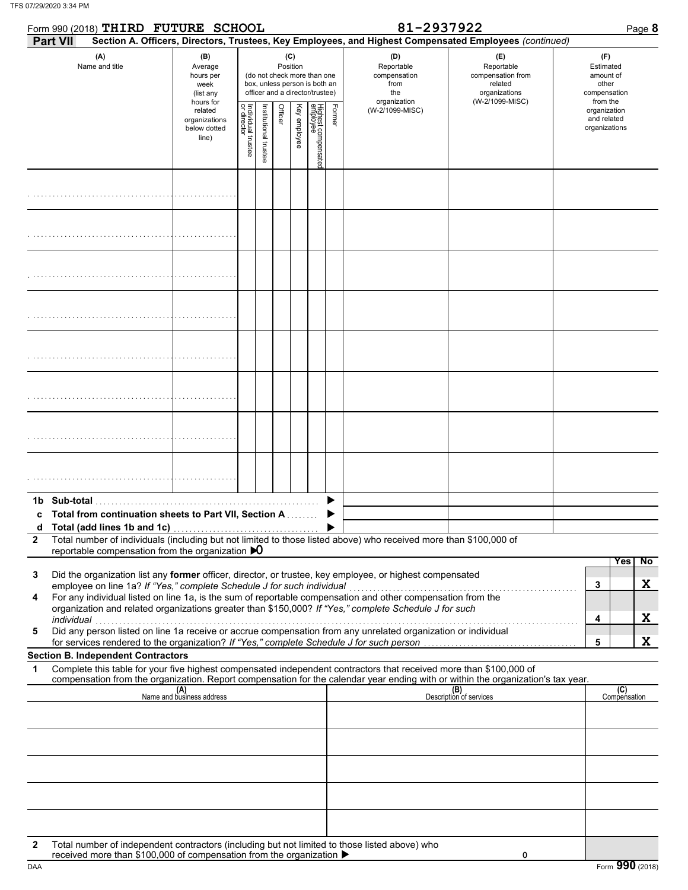TFS 07/29/2020 3:34 PM

Form 990 (2018) **THIRD FUTURE SCHOOL** **81-2937922** Page **8**

**Part VII** **Section A. Officers, Directors, Trustees, Key Employees, and Highest Compensated Employees** *(continued)*

| (A) Name and title | (B) Average hours per week (list any hours for related organizations below dotted line) | (C) Position (do not check more than one box, unless person is both an officer and a director/trustee): Individual trustee or director | Institutional trustee | Officer | Key employee | Highest compensated employee | Former | (D) Reportable compensation from the organization (W-2/1099-MISC) | (E) Reportable compensation from related organizations (W-2/1099-MISC) | (F) Estimated amount of other compensation from the organization and related organizations |
|---|---|---|---|---|---|---|---|---|---|---|
| | | | | | | | | | | |
| | | | | | | | | | | |
| | | | | | | | | | | |
| | | | | | | | | | | |
| | | | | | | | | | | |
| | | | | | | | | | | |
| | | | | | | | | | | |
| | | | | | | | | | | |

**1b Sub-total** ▶

**c Total from continuation sheets to Part VII, Section A** ▶

**d Total (add lines 1b and 1c)** ▶

**2** Total number of individuals (including but not limited to those listed above) who received more than $100,000 of reportable compensation from the organization ▶**0**

| | | Yes | No |
|---|---|---|---|
| **3** Did the organization list any **former** officer, director, or trustee, key employee, or highest compensated employee on line 1a? *If "Yes," complete Schedule J for such individual* | 3 | | X |
| **4** For any individual listed on line 1a, is the sum of reportable compensation and other compensation from the organization and related organizations greater than $150,000? *If "Yes," complete Schedule J for such individual* | 4 | | X |
| **5** Did any person listed on line 1a receive or accrue compensation from any unrelated organization or individual for services rendered to the organization? *If "Yes," complete Schedule J for such person* | 5 | | X |

**Section B. Independent Contractors**

**1** Complete this table for your five highest compensated independent contractors that received more than $100,000 of compensation from the organization. Report compensation for the calendar year ending with or within the organization's tax year.

| (A) Name and business address | (B) Description of services | (C) Compensation |
|---|---|---|
| | | |
| | | |
| | | |
| | | |
| | | |

**2** Total number of independent contractors (including but not limited to those listed above) who received more than $100,000 of compensation from the organization ▶ **0**

DAA Form **990** (2018)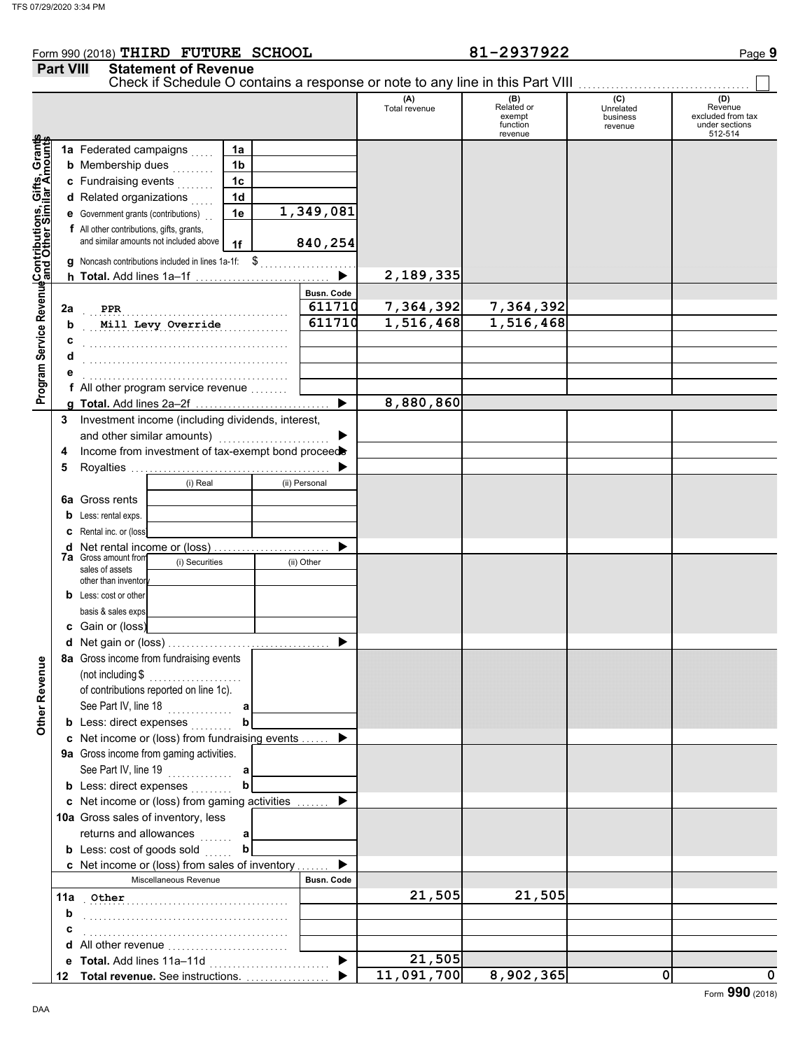Form 990 (2018) THIRD FUTURE SCHOOL 81-2937922 Page 9

**Part VIII Statement of Revenue**

Check if Schedule O contains a response or note to any line in this Part VIII

| | | | | (A) Total revenue | (B) Related or exempt function revenue | (C) Unrelated business revenue | (D) Revenue excluded from tax under sections 512-514 |
|---|---|---|---|---|---|---|---|
| **Contributions, Gifts, Grants and Other Similar Amounts** | 1a Federated campaigns | 1a | | | | | |
| | b Membership dues | 1b | | | | | |
| | c Fundraising events | 1c | | | | | |
| | d Related organizations | 1d | | | | | |
| | e Government grants (contributions) | 1e | 1,349,081 | | | | |
| | f All other contributions, gifts, grants, and similar amounts not included above | 1f | 840,254 | | | | |
| | g Noncash contributions included in lines 1a-1f: $ | | | | | | |
| | h **Total.** Add lines 1a–1f | | | 2,189,335 | | | |
| **Program Service Revenue** | | | Busn. Code | | | | |
| | 2a PPR | | 611710 | 7,364,392 | 7,364,392 | | |
| | b Mill Levy Override | | 611710 | 1,516,468 | 1,516,468 | | |
| | c | | | | | | |
| | d | | | | | | |
| | e | | | | | | |
| | f All other program service revenue | | | | | | |
| | g **Total.** Add lines 2a–2f | | | 8,880,860 | | | |
| **Other Revenue** | 3 Investment income (including dividends, interest, and other similar amounts) | | | | | | |
| | 4 Income from investment of tax-exempt bond proceeds | | | | | | |
| | 5 Royalties | | | | | | |
| | | (i) Real | (ii) Personal | | | | |
| | 6a Gross rents | | | | | | |
| | b Less: rental exps. | | | | | | |
| | c Rental inc. or (loss) | | | | | | |
| | d Net rental income or (loss) | | | | | | |
| | 7a Gross amount from sales of assets other than inventory | (i) Securities | (ii) Other | | | | |
| | b Less: cost or other basis & sales exps. | | | | | | |
| | c Gain or (loss) | | | | | | |
| | d Net gain or (loss) | | | | | | |
| | 8a Gross income from fundraising events (not including $ of contributions reported on line 1c). See Part IV, line 18 | a | | | | | |
| | b Less: direct expenses | b | | | | | |
| | c Net income or (loss) from fundraising events | | | | | | |
| | 9a Gross income from gaming activities. See Part IV, line 19 | a | | | | | |
| | b Less: direct expenses | b | | | | | |
| | c Net income or (loss) from gaming activities | | | | | | |
| | 10a Gross sales of inventory, less returns and allowances | a | | | | | |
| | b Less: cost of goods sold | b | | | | | |
| | c Net income or (loss) from sales of inventory | | | | | | |
| | Miscellaneous Revenue | | Busn. Code | | | | |
| | 11a Other | | | 21,505 | 21,505 | | |
| | b | | | | | | |
| | c | | | | | | |
| | d All other revenue | | | | | | |
| | e **Total.** Add lines 11a–11d | | | 21,505 | | | |
| | 12 **Total revenue.** See instructions. | | | 11,091,700 | 8,902,365 | 0 | 0 |

Form **990** (2018)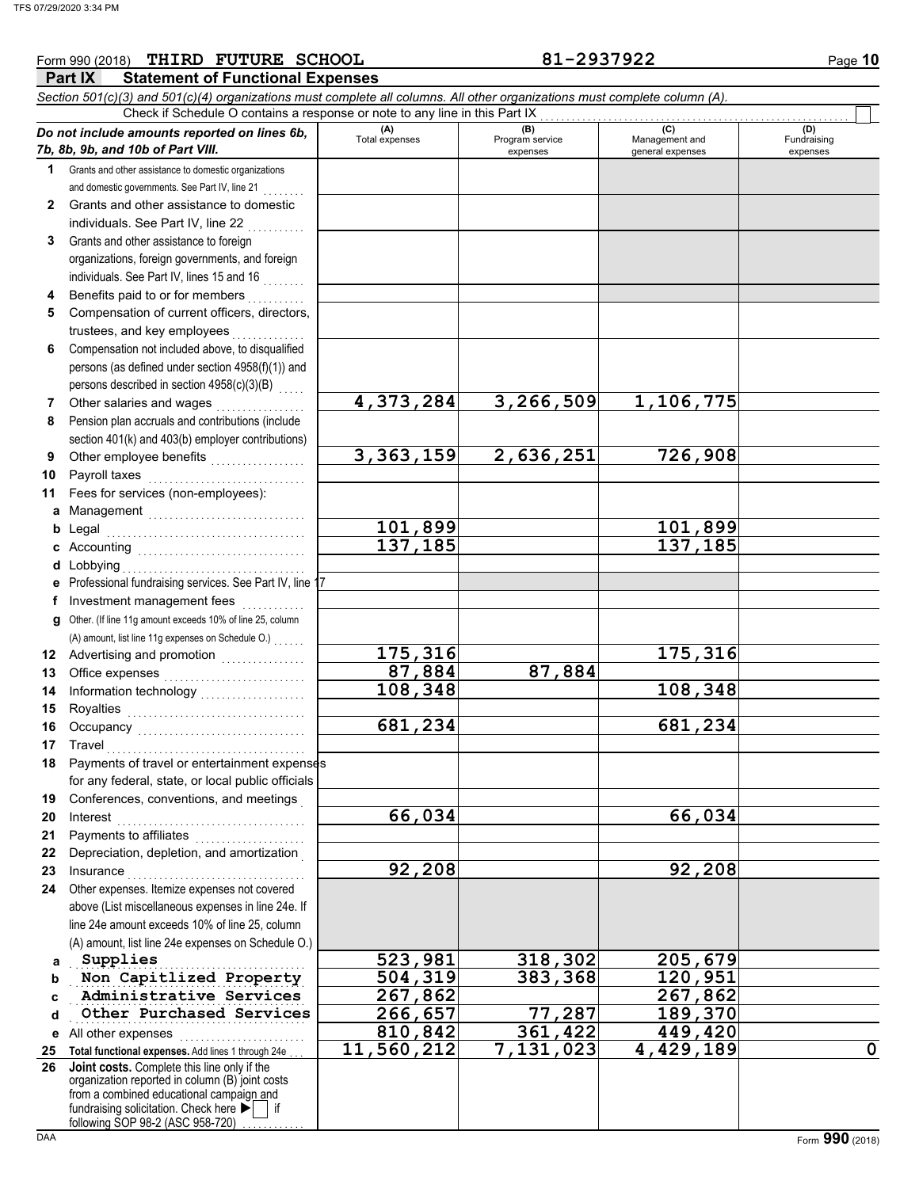Form 990 (2018) **THIRD FUTURE SCHOOL** **81-2937922**

## Part IX Statement of Functional Expenses

*Section 501(c)(3) and 501(c)(4) organizations must complete all columns. All other organizations must complete column (A).*

Check if Schedule O contains a response or note to any line in this Part IX ☐

| *Do not include amounts reported on lines 6b, 7b, 8b, 9b, and 10b of Part VIII.* | (A) Total expenses | (B) Program service expenses | (C) Management and general expenses | (D) Fundraising expenses |
|---|---|---|---|---|
| **1** Grants and other assistance to domestic organizations and domestic governments. See Part IV, line 21 | | | | |
| **2** Grants and other assistance to domestic individuals. See Part IV, line 22 | | | | |
| **3** Grants and other assistance to foreign organizations, foreign governments, and foreign individuals. See Part IV, lines 15 and 16 | | | | |
| **4** Benefits paid to or for members | | | | |
| **5** Compensation of current officers, directors, trustees, and key employees | | | | |
| **6** Compensation not included above, to disqualified persons (as defined under section 4958(f)(1)) and persons described in section 4958(c)(3)(B) | | | | |
| **7** Other salaries and wages | 4,373,284 | 3,266,509 | 1,106,775 | |
| **8** Pension plan accruals and contributions (include section 401(k) and 403(b) employer contributions) | | | | |
| **9** Other employee benefits | 3,363,159 | 2,636,251 | 726,908 | |
| **10** Payroll taxes | | | | |
| **11** Fees for services (non-employees): | | | | |
| **a** Management | | | | |
| **b** Legal | 101,899 | | 101,899 | |
| **c** Accounting | 137,185 | | 137,185 | |
| **d** Lobbying | | | | |
| **e** Professional fundraising services. See Part IV, line 17 | | | | |
| **f** Investment management fees | | | | |
| **g** Other. (If line 11g amount exceeds 10% of line 25, column (A) amount, list line 11g expenses on Schedule O.) | | | | |
| **12** Advertising and promotion | 175,316 | | 175,316 | |
| **13** Office expenses | 87,884 | 87,884 | | |
| **14** Information technology | 108,348 | | 108,348 | |
| **15** Royalties | | | | |
| **16** Occupancy | 681,234 | | 681,234 | |
| **17** Travel | | | | |
| **18** Payments of travel or entertainment expenses for any federal, state, or local public officials | | | | |
| **19** Conferences, conventions, and meetings | | | | |
| **20** Interest | 66,034 | | 66,034 | |
| **21** Payments to affiliates | | | | |
| **22** Depreciation, depletion, and amortization | | | | |
| **23** Insurance | 92,208 | | 92,208 | |
| **24** Other expenses. Itemize expenses not covered above (List miscellaneous expenses in line 24e. If line 24e amount exceeds 10% of line 25, column (A) amount, list line 24e expenses on Schedule O.) | | | | |
| **a** Supplies | 523,981 | 318,302 | 205,679 | |
| **b** Non Capitlized Property | 504,319 | 383,368 | 120,951 | |
| **c** Administrative Services | 267,862 | | 267,862 | |
| **d** Other Purchased Services | 266,657 | 77,287 | 189,370 | |
| **e** All other expenses | 810,842 | 361,422 | 449,420 | |
| **25 Total functional expenses.** Add lines 1 through 24e | 11,560,212 | 7,131,023 | 4,429,189 | 0 |
| **26 Joint costs.** Complete this line only if the organization reported in column (B) joint costs from a combined educational campaign and fundraising solicitation. Check here ▶ ☐ if following SOP 98-2 (ASC 958-720) | | | | |

Form **990** (2018)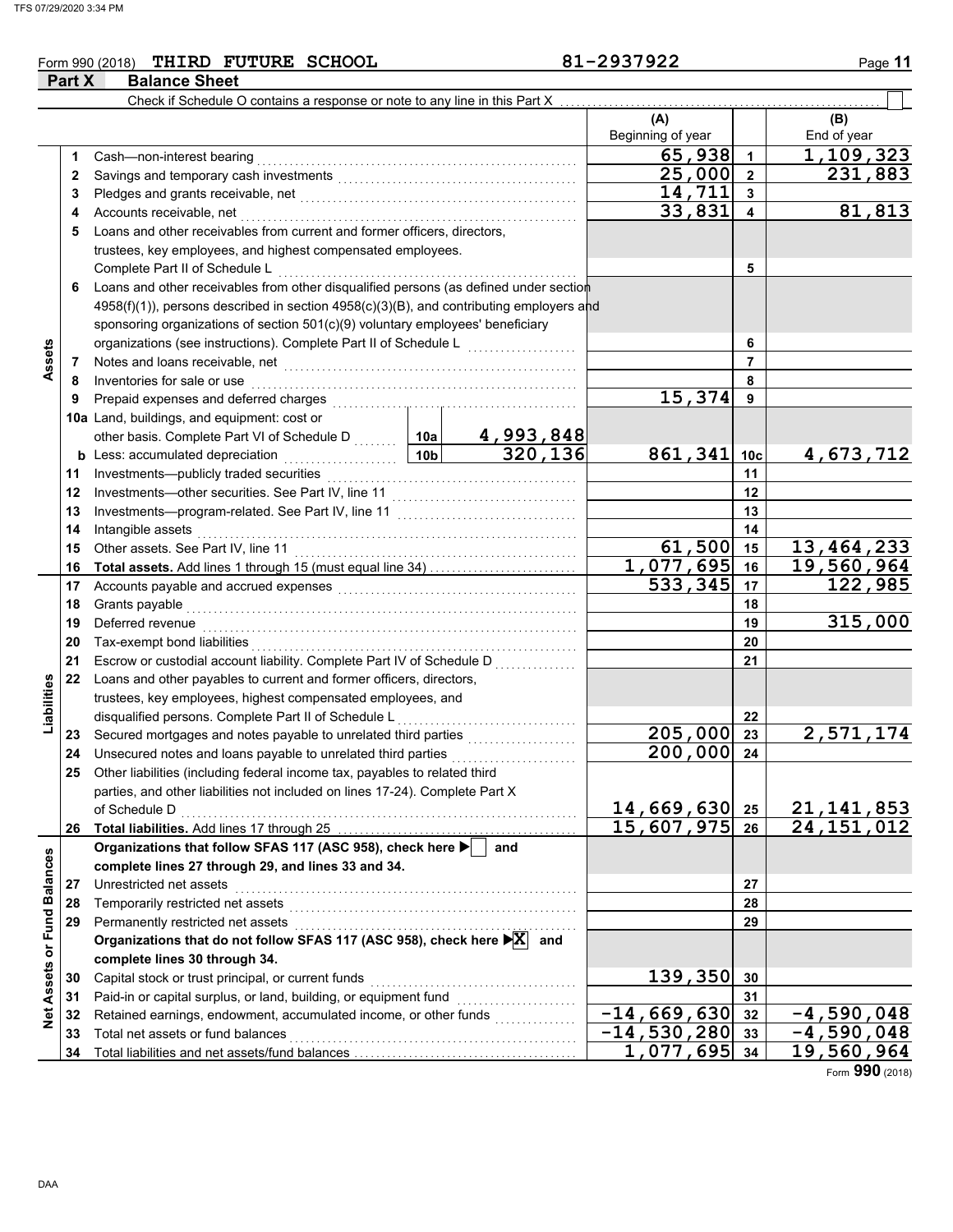Form 990 (2018) THIRD FUTURE SCHOOL 81-2937922

## Part X Balance Sheet

Check if Schedule O contains a response or note to any line in this Part X ☐

| | | | | (A) Beginning of year | | (B) End of year |
|---|---|---|---|---|---|---|
| **Assets** | 1 | Cash—non-interest bearing | | 65,938 | 1 | 1,109,323 |
| | 2 | Savings and temporary cash investments | | 25,000 | 2 | 231,883 |
| | 3 | Pledges and grants receivable, net | | 14,711 | 3 | |
| | 4 | Accounts receivable, net | | 33,831 | 4 | 81,813 |
| | 5 | Loans and other receivables from current and former officers, directors, trustees, key employees, and highest compensated employees. Complete Part II of Schedule L | | | 5 | |
| | 6 | Loans and other receivables from other disqualified persons (as defined under section 4958(f)(1)), persons described in section 4958(c)(3)(B), and contributing employers and sponsoring organizations of section 501(c)(9) voluntary employees' beneficiary organizations (see instructions). Complete Part II of Schedule L | | | 6 | |
| | 7 | Notes and loans receivable, net | | | 7 | |
| | 8 | Inventories for sale or use | | | 8 | |
| | 9 | Prepaid expenses and deferred charges | | 15,374 | 9 | |
| | 10a | Land, buildings, and equipment: cost or other basis. Complete Part VI of Schedule D | 10a 4,993,848 | | | |
| | b | Less: accumulated depreciation | 10b 320,136 | 861,341 | 10c | 4,673,712 |
| | 11 | Investments—publicly traded securities | | | 11 | |
| | 12 | Investments—other securities. See Part IV, line 11 | | | 12 | |
| | 13 | Investments—program-related. See Part IV, line 11 | | | 13 | |
| | 14 | Intangible assets | | | 14 | |
| | 15 | Other assets. See Part IV, line 11 | | 61,500 | 15 | 13,464,233 |
| | 16 | **Total assets.** Add lines 1 through 15 (must equal line 34) | | 1,077,695 | 16 | 19,560,964 |
| **Liabilities** | 17 | Accounts payable and accrued expenses | | 533,345 | 17 | 122,985 |
| | 18 | Grants payable | | | 18 | |
| | 19 | Deferred revenue | | | 19 | 315,000 |
| | 20 | Tax-exempt bond liabilities | | | 20 | |
| | 21 | Escrow or custodial account liability. Complete Part IV of Schedule D | | | 21 | |
| | 22 | Loans and other payables to current and former officers, directors, trustees, key employees, highest compensated employees, and disqualified persons. Complete Part II of Schedule L | | | 22 | |
| | 23 | Secured mortgages and notes payable to unrelated third parties | | 205,000 | 23 | 2,571,174 |
| | 24 | Unsecured notes and loans payable to unrelated third parties | | 200,000 | 24 | |
| | 25 | Other liabilities (including federal income tax, payables to related third parties, and other liabilities not included on lines 17-24). Complete Part X of Schedule D | | 14,669,630 | 25 | 21,141,853 |
| | 26 | **Total liabilities.** Add lines 17 through 25 | | 15,607,975 | 26 | 24,151,012 |
| **Net Assets or Fund Balances** | | **Organizations that follow SFAS 117 (ASC 958), check here ☐ and complete lines 27 through 29, and lines 33 and 34.** | | | | |
| | 27 | Unrestricted net assets | | | 27 | |
| | 28 | Temporarily restricted net assets | | | 28 | |
| | 29 | Permanently restricted net assets | | | 29 | |
| | | **Organizations that do not follow SFAS 117 (ASC 958), check here ☒ and complete lines 30 through 34.** | | | | |
| | 30 | Capital stock or trust principal, or current funds | | 139,350 | 30 | |
| | 31 | Paid-in or capital surplus, or land, building, or equipment fund | | | 31 | |
| | 32 | Retained earnings, endowment, accumulated income, or other funds | | -14,669,630 | 32 | -4,590,048 |
| | 33 | Total net assets or fund balances | | -14,530,280 | 33 | -4,590,048 |
| | 34 | Total liabilities and net assets/fund balances | | 1,077,695 | 34 | 19,560,964 |

Form **990** (2018)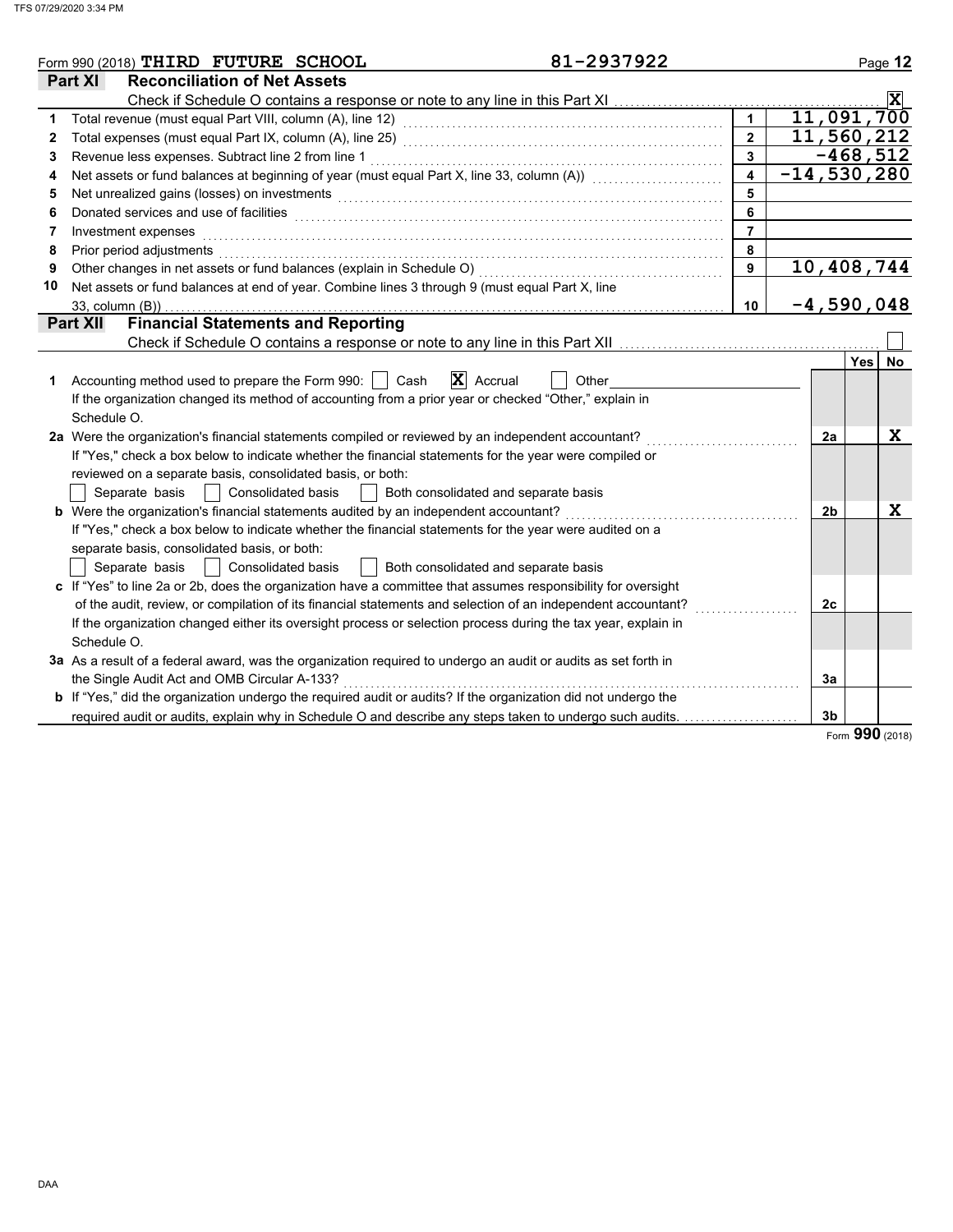Form 990 (2018) **THIRD FUTURE SCHOOL** 81-2937922 Page **12**

## Part XI Reconciliation of Net Assets

Check if Schedule O contains a response or note to any line in this Part XI .......... **X**

| | | | |
|---|---|---|---|
| 1 | Total revenue (must equal Part VIII, column (A), line 12) | 1 | 11,091,700 |
| 2 | Total expenses (must equal Part IX, column (A), line 25) | 2 | 11,560,212 |
| 3 | Revenue less expenses. Subtract line 2 from line 1 | 3 | -468,512 |
| 4 | Net assets or fund balances at beginning of year (must equal Part X, line 33, column (A)) | 4 | -14,530,280 |
| 5 | Net unrealized gains (losses) on investments | 5 | |
| 6 | Donated services and use of facilities | 6 | |
| 7 | Investment expenses | 7 | |
| 8 | Prior period adjustments | 8 | |
| 9 | Other changes in net assets or fund balances (explain in Schedule O) | 9 | 10,408,744 |
| 10 | Net assets or fund balances at end of year. Combine lines 3 through 9 (must equal Part X, line 33, column (B)) | 10 | -4,590,048 |

## Part XII Financial Statements and Reporting

Check if Schedule O contains a response or note to any line in this Part XII .......... ☐

| | | | Yes | No |
|---|---|---|---|---|
| 1 | Accounting method used to prepare the Form 990: ☐ Cash ☒ Accrual ☐ Other<br>If the organization changed its method of accounting from a prior year or checked "Other," explain in Schedule O. | | | |
| 2a | Were the organization's financial statements compiled or reviewed by an independent accountant?<br>If "Yes," check a box below to indicate whether the financial statements for the year were compiled or reviewed on a separate basis, consolidated basis, or both:<br>☐ Separate basis ☐ Consolidated basis ☐ Both consolidated and separate basis | 2a | | X |
| b | Were the organization's financial statements audited by an independent accountant?<br>If "Yes," check a box below to indicate whether the financial statements for the year were audited on a separate basis, consolidated basis, or both:<br>☐ Separate basis ☐ Consolidated basis ☐ Both consolidated and separate basis | 2b | | X |
| c | If "Yes" to line 2a or 2b, does the organization have a committee that assumes responsibility for oversight of the audit, review, or compilation of its financial statements and selection of an independent accountant?<br>If the organization changed either its oversight process or selection process during the tax year, explain in Schedule O. | 2c | | |
| 3a | As a result of a federal award, was the organization required to undergo an audit or audits as set forth in the Single Audit Act and OMB Circular A-133? | 3a | | |
| b | If "Yes," did the organization undergo the required audit or audits? If the organization did not undergo the required audit or audits, explain why in Schedule O and describe any steps taken to undergo such audits. | 3b | | |

Form **990** (2018)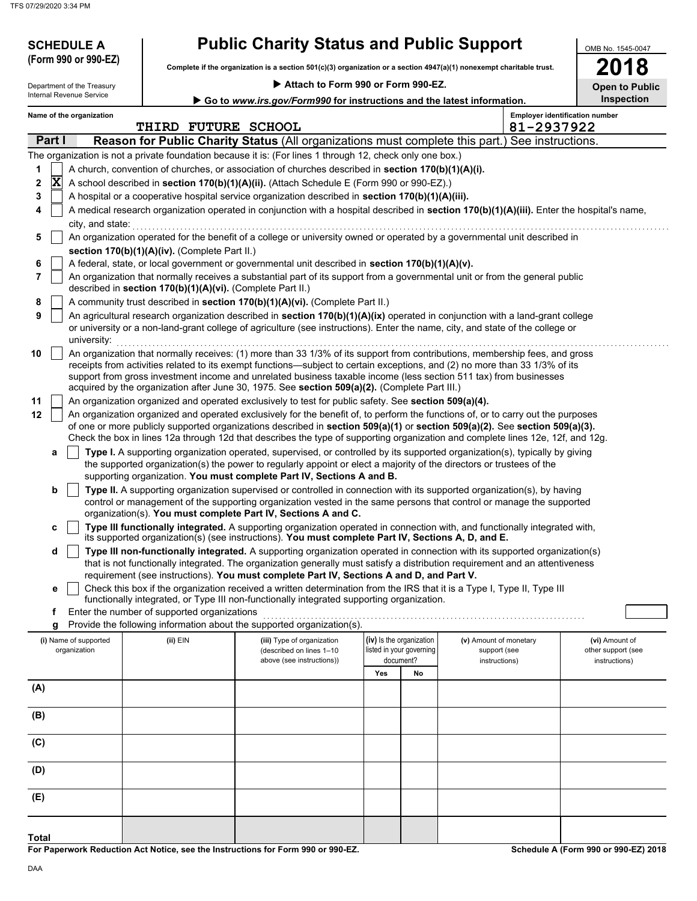**SCHEDULE A (Form 990 or 990-EZ)**

Department of the Treasury
Internal Revenue Service

# Public Charity Status and Public Support

**Complete if the organization is a section 501(c)(3) organization or a section 4947(a)(1) nonexempt charitable trust.**

▶ **Attach to Form 990 or Form 990-EZ.**

▶ **Go to *www.irs.gov/Form990* for instructions and the latest information.**

OMB No. 1545-0047

**2018**

**Open to Public Inspection**

**Name of the organization:** THIRD FUTURE SCHOOL

**Employer identification number:** 81-2937922

## Part I — Reason for Public Charity Status (All organizations must complete this part.) See instructions.

The organization is not a private foundation because it is: (For lines 1 through 12, check only one box.)

1. [ ] A church, convention of churches, or association of churches described in **section 170(b)(1)(A)(i).**
2. [X] A school described in **section 170(b)(1)(A)(ii).** (Attach Schedule E (Form 990 or 990-EZ).)
3. [ ] A hospital or a cooperative hospital service organization described in **section 170(b)(1)(A)(iii).**
4. [ ] A medical research organization operated in conjunction with a hospital described in **section 170(b)(1)(A)(iii).** Enter the hospital's name, city, and state:
5. [ ] An organization operated for the benefit of a college or university owned or operated by a governmental unit described in **section 170(b)(1)(A)(iv).** (Complete Part II.)
6. [ ] A federal, state, or local government or governmental unit described in **section 170(b)(1)(A)(v).**
7. [ ] An organization that normally receives a substantial part of its support from a governmental unit or from the general public described in **section 170(b)(1)(A)(vi).** (Complete Part II.)
8. [ ] A community trust described in **section 170(b)(1)(A)(vi).** (Complete Part II.)
9. [ ] An agricultural research organization described in **section 170(b)(1)(A)(ix)** operated in conjunction with a land-grant college or university or a non-land-grant college of agriculture (see instructions). Enter the name, city, and state of the college or university:
10. [ ] An organization that normally receives: (1) more than 33 1/3% of its support from contributions, membership fees, and gross receipts from activities related to its exempt functions—subject to certain exceptions, and (2) no more than 33 1/3% of its support from gross investment income and unrelated business taxable income (less section 511 tax) from businesses acquired by the organization after June 30, 1975. See **section 509(a)(2).** (Complete Part III.)
11. [ ] An organization organized and operated exclusively to test for public safety. See **section 509(a)(4).**
12. [ ] An organization organized and operated exclusively for the benefit of, to perform the functions of, or to carry out the purposes of one or more publicly supported organizations described in **section 509(a)(1)** or **section 509(a)(2).** See **section 509(a)(3).** Check the box in lines 12a through 12d that describes the type of supporting organization and complete lines 12e, 12f, and 12g.
   - **a** [ ] **Type I.** A supporting organization operated, supervised, or controlled by its supported organization(s), typically by giving the supported organization(s) the power to regularly appoint or elect a majority of the directors or trustees of the supporting organization. **You must complete Part IV, Sections A and B.**
   - **b** [ ] **Type II.** A supporting organization supervised or controlled in connection with its supported organization(s), by having control or management of the supporting organization vested in the same persons that control or manage the supported organization(s). **You must complete Part IV, Sections A and C.**
   - **c** [ ] **Type III functionally integrated.** A supporting organization operated in connection with, and functionally integrated with, its supported organization(s) (see instructions). **You must complete Part IV, Sections A, D, and E.**
   - **d** [ ] **Type III non-functionally integrated.** A supporting organization operated in connection with its supported organization(s) that is not functionally integrated. The organization generally must satisfy a distribution requirement and an attentiveness requirement (see instructions). **You must complete Part IV, Sections A and D, and Part V.**
   - **e** [ ] Check this box if the organization received a written determination from the IRS that it is a Type I, Type II, Type III functionally integrated, or Type III non-functionally integrated supporting organization.
   - **f** Enter the number of supported organizations
   - **g** Provide the following information about the supported organization(s).

| (i) Name of supported organization | (ii) EIN | (iii) Type of organization (described on lines 1–10 above (see instructions)) | (iv) Is the organization listed in your governing document? Yes | No | (v) Amount of monetary support (see instructions) | (vi) Amount of other support (see instructions) |
|---|---|---|---|---|---|---|
| (A) | | | | | | |
| (B) | | | | | | |
| (C) | | | | | | |
| (D) | | | | | | |
| (E) | | | | | | |
| **Total** | | | | | | |

**For Paperwork Reduction Act Notice, see the Instructions for Form 990 or 990-EZ.**

**Schedule A (Form 990 or 990-EZ) 2018**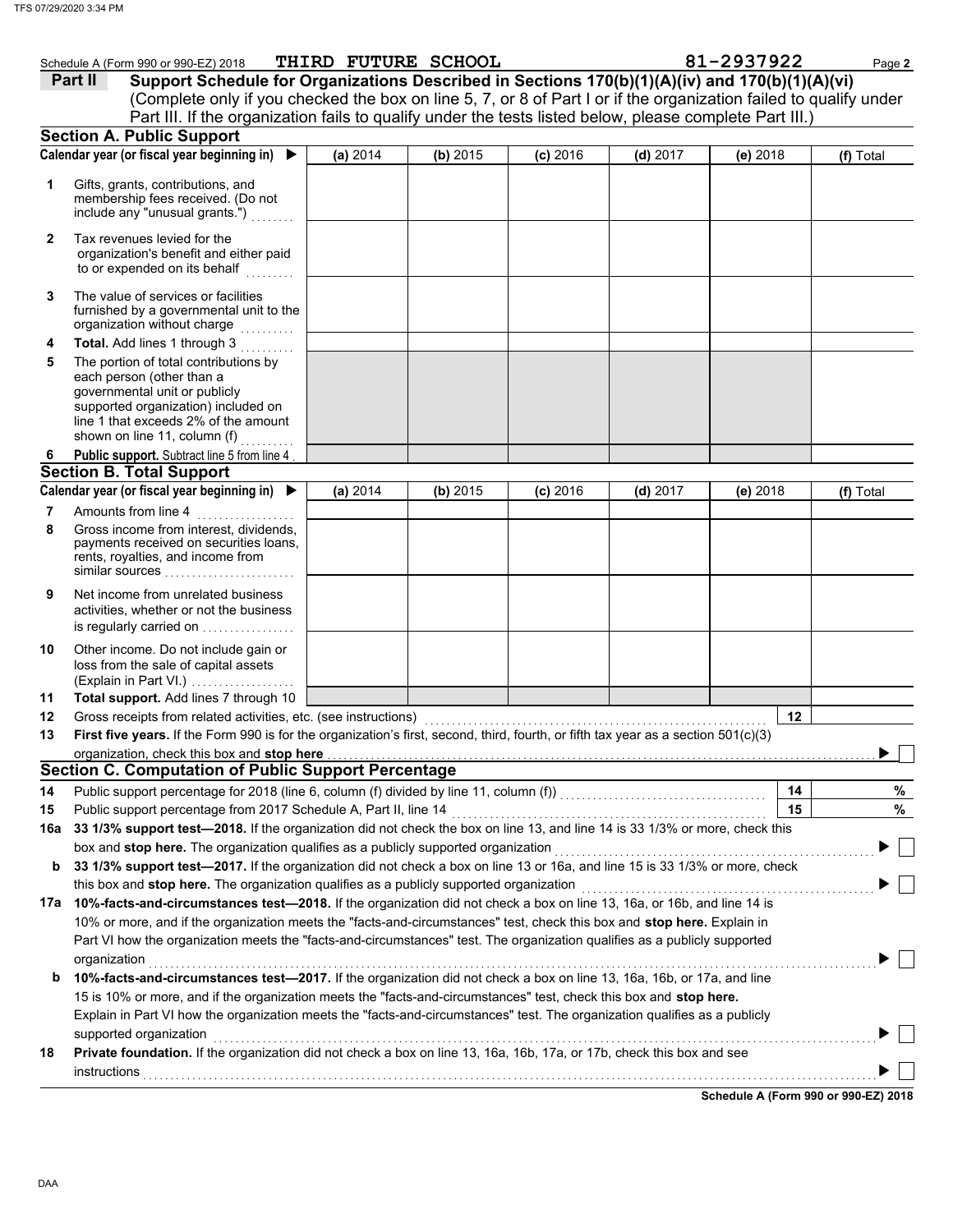Schedule A (Form 990 or 990-EZ) 2018 THIRD FUTURE SCHOOL 81-2937922 Page **2**

**Part II** **Support Schedule for Organizations Described in Sections 170(b)(1)(A)(iv) and 170(b)(1)(A)(vi)**
(Complete only if you checked the box on line 5, 7, or 8 of Part I or if the organization failed to qualify under Part III. If the organization fails to qualify under the tests listed below, please complete Part III.)

## Section A. Public Support

| Calendar year (or fiscal year beginning in) ▶ | (a) 2014 | (b) 2015 | (c) 2016 | (d) 2017 | (e) 2018 | (f) Total |
|---|---|---|---|---|---|---|
| **1** Gifts, grants, contributions, and membership fees received. (Do not include any "unusual grants.") | | | | | | |
| **2** Tax revenues levied for the organization's benefit and either paid to or expended on its behalf | | | | | | |
| **3** The value of services or facilities furnished by a governmental unit to the organization without charge | | | | | | |
| **4** **Total.** Add lines 1 through 3 | | | | | | |
| **5** The portion of total contributions by each person (other than a governmental unit or publicly supported organization) included on line 1 that exceeds 2% of the amount shown on line 11, column (f) | | | | | | |
| **6** **Public support.** Subtract line 5 from line 4 | | | | | | |

## Section B. Total Support

| Calendar year (or fiscal year beginning in) ▶ | (a) 2014 | (b) 2015 | (c) 2016 | (d) 2017 | (e) 2018 | (f) Total |
|---|---|---|---|---|---|---|
| **7** Amounts from line 4 | | | | | | |
| **8** Gross income from interest, dividends, payments received on securities loans, rents, royalties, and income from similar sources | | | | | | |
| **9** Net income from unrelated business activities, whether or not the business is regularly carried on | | | | | | |
| **10** Other income. Do not include gain or loss from the sale of capital assets (Explain in Part VI.) | | | | | | |
| **11** **Total support.** Add lines 7 through 10 | | | | | | |

**12** Gross receipts from related activities, etc. (see instructions) | **12** |

**13** **First five years.** If the Form 990 is for the organization's first, second, third, fourth, or fifth tax year as a section 501(c)(3) organization, check this box and **stop here** ▶ ☐

## Section C. Computation of Public Support Percentage

**14** Public support percentage for 2018 (line 6, column (f) divided by line 11, column (f)) | **14** | %

**15** Public support percentage from 2017 Schedule A, Part II, line 14 | **15** | %

**16a** **33 1/3% support test—2018.** If the organization did not check the box on line 13, and line 14 is 33 1/3% or more, check this box and **stop here.** The organization qualifies as a publicly supported organization ▶ ☐

**b** **33 1/3% support test—2017.** If the organization did not check a box on line 13 or 16a, and line 15 is 33 1/3% or more, check this box and **stop here.** The organization qualifies as a publicly supported organization ▶ ☐

**17a** **10%-facts-and-circumstances test—2018.** If the organization did not check a box on line 13, 16a, or 16b, and line 14 is 10% or more, and if the organization meets the "facts-and-circumstances" test, check this box and **stop here.** Explain in Part VI how the organization meets the "facts-and-circumstances" test. The organization qualifies as a publicly supported organization ▶ ☐

**b** **10%-facts-and-circumstances test—2017.** If the organization did not check a box on line 13, 16a, 16b, or 17a, and line 15 is 10% or more, and if the organization meets the "facts-and-circumstances" test, check this box and **stop here.** Explain in Part VI how the organization meets the "facts-and-circumstances" test. The organization qualifies as a publicly supported organization ▶ ☐

**18** **Private foundation.** If the organization did not check a box on line 13, 16a, 16b, 17a, or 17b, check this box and see instructions ▶ ☐

**Schedule A (Form 990 or 990-EZ) 2018**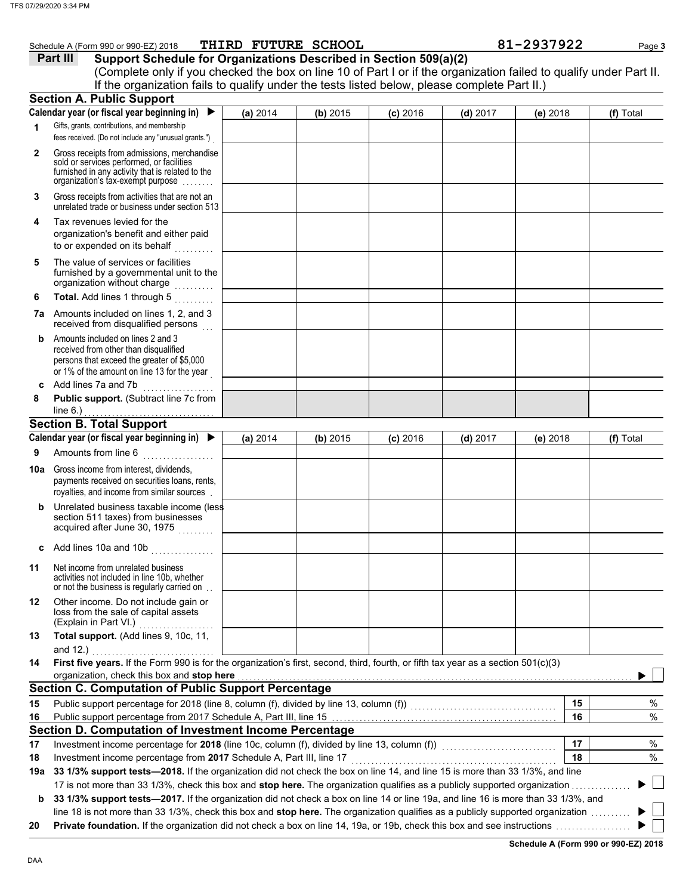Schedule A (Form 990 or 990-EZ) 2018 THIRD FUTURE SCHOOL 81-2937922

## Part III Support Schedule for Organizations Described in Section 509(a)(2)

(Complete only if you checked the box on line 10 of Part I or if the organization failed to qualify under Part II. If the organization fails to qualify under the tests listed below, please complete Part II.)

### Section A. Public Support

| Calendar year (or fiscal year beginning in) ▶ | (a) 2014 | (b) 2015 | (c) 2016 | (d) 2017 | (e) 2018 | (f) Total |
|---|---|---|---|---|---|---|
| 1 Gifts, grants, contributions, and membership fees received. (Do not include any "unusual grants.") | | | | | | |
| 2 Gross receipts from admissions, merchandise sold or services performed, or facilities furnished in any activity that is related to the organization's tax-exempt purpose | | | | | | |
| 3 Gross receipts from activities that are not an unrelated trade or business under section 513 | | | | | | |
| 4 Tax revenues levied for the organization's benefit and either paid to or expended on its behalf | | | | | | |
| 5 The value of services or facilities furnished by a governmental unit to the organization without charge | | | | | | |
| 6 **Total.** Add lines 1 through 5 | | | | | | |
| 7a Amounts included on lines 1, 2, and 3 received from disqualified persons | | | | | | |
| b Amounts included on lines 2 and 3 received from other than disqualified persons that exceed the greater of $5,000 or 1% of the amount on line 13 for the year | | | | | | |
| c Add lines 7a and 7b | | | | | | |
| 8 **Public support.** (Subtract line 7c from line 6.) | | | | | | |

### Section B. Total Support

| Calendar year (or fiscal year beginning in) ▶ | (a) 2014 | (b) 2015 | (c) 2016 | (d) 2017 | (e) 2018 | (f) Total |
|---|---|---|---|---|---|---|
| 9 Amounts from line 6 | | | | | | |
| 10a Gross income from interest, dividends, payments received on securities loans, rents, royalties, and income from similar sources | | | | | | |
| b Unrelated business taxable income (less section 511 taxes) from businesses acquired after June 30, 1975 | | | | | | |
| c Add lines 10a and 10b | | | | | | |
| 11 Net income from unrelated business activities not included in line 10b, whether or not the business is regularly carried on | | | | | | |
| 12 Other income. Do not include gain or loss from the sale of capital assets (Explain in Part VI.) | | | | | | |
| 13 **Total support.** (Add lines 9, 10c, 11, and 12.) | | | | | | |

14 **First five years.** If the Form 990 is for the organization's first, second, third, fourth, or fifth tax year as a section 501(c)(3) organization, check this box and **stop here** ▶ ☐

### Section C. Computation of Public Support Percentage

| | | | |
|---|---|---|---|
| 15 | Public support percentage for 2018 (line 8, column (f), divided by line 13, column (f)) | 15 | % |
| 16 | Public support percentage from 2017 Schedule A, Part III, line 15 | 16 | % |

### Section D. Computation of Investment Income Percentage

| | | | |
|---|---|---|---|
| 17 | Investment income percentage for **2018** (line 10c, column (f), divided by line 13, column (f)) | 17 | % |
| 18 | Investment income percentage from **2017** Schedule A, Part III, line 17 | 18 | % |

19a **33 1/3% support tests—2018.** If the organization did not check the box on line 14, and line 15 is more than 33 1/3%, and line 17 is not more than 33 1/3%, check this box and **stop here.** The organization qualifies as a publicly supported organization ▶ ☐

b **33 1/3% support tests—2017.** If the organization did not check a box on line 14 or line 19a, and line 16 is more than 33 1/3%, and line 18 is not more than 33 1/3%, check this box and **stop here.** The organization qualifies as a publicly supported organization ▶ ☐

20 **Private foundation.** If the organization did not check a box on line 14, 19a, or 19b, check this box and see instructions ▶ ☐

**Schedule A (Form 990 or 990-EZ) 2018**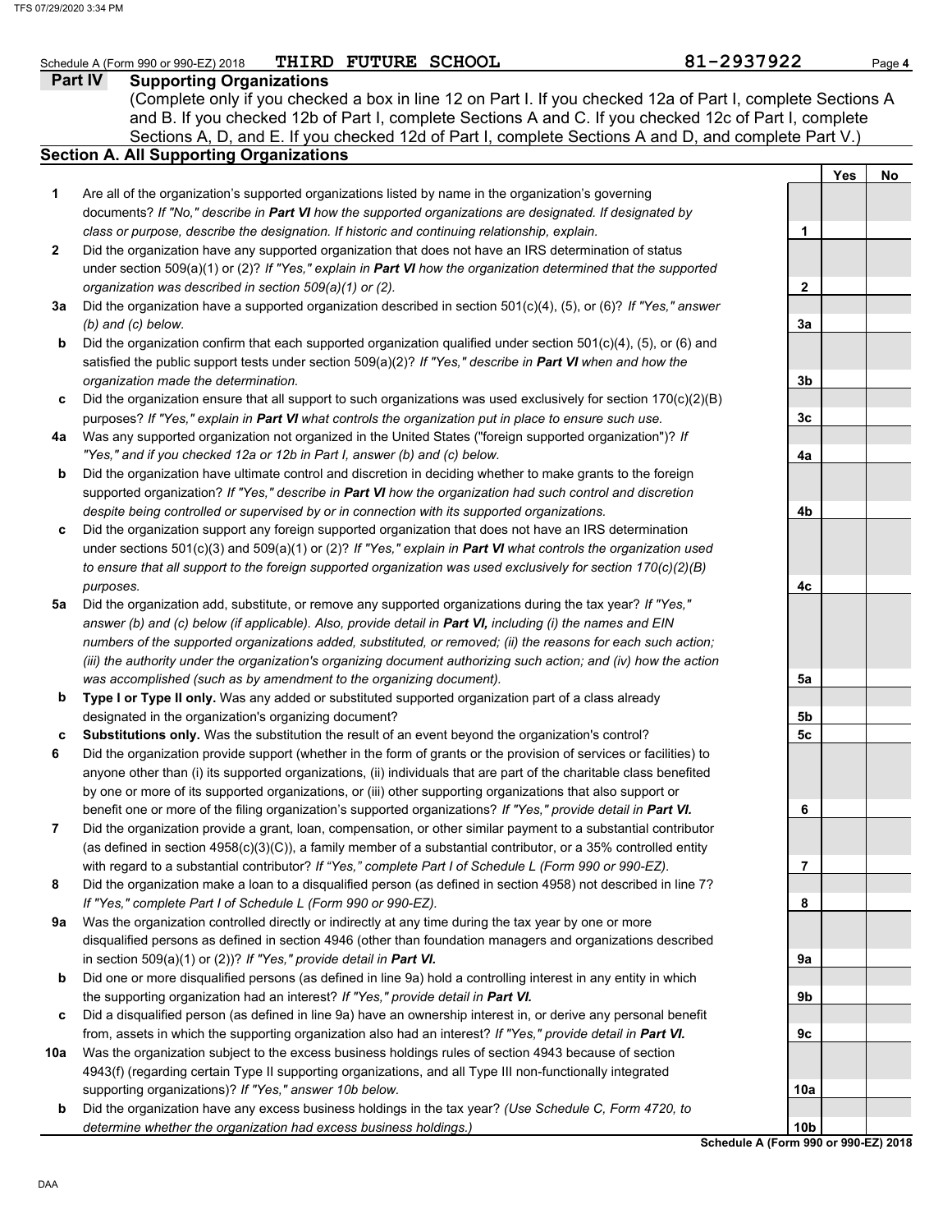Schedule A (Form 990 or 990-EZ) 2018 **THIRD FUTURE SCHOOL** **81-2937922**

## Part IV Supporting Organizations

(Complete only if you checked a box in line 12 on Part I. If you checked 12a of Part I, complete Sections A and B. If you checked 12b of Part I, complete Sections A and C. If you checked 12c of Part I, complete Sections A, D, and E. If you checked 12d of Part I, complete Sections A and D, and complete Part V.)

### Section A. All Supporting Organizations

| | | | Yes | No |
|---|---|---|---|---|
| **1** | Are all of the organization's supported organizations listed by name in the organization's governing documents? *If "No," describe in **Part VI** how the supported organizations are designated. If designated by class or purpose, describe the designation. If historic and continuing relationship, explain.* | 1 | | |
| **2** | Did the organization have any supported organization that does not have an IRS determination of status under section 509(a)(1) or (2)? *If "Yes," explain in **Part VI** how the organization determined that the supported organization was described in section 509(a)(1) or (2).* | 2 | | |
| **3a** | Did the organization have a supported organization described in section 501(c)(4), (5), or (6)? *If "Yes," answer (b) and (c) below.* | 3a | | |
| **b** | Did the organization confirm that each supported organization qualified under section 501(c)(4), (5), or (6) and satisfied the public support tests under section 509(a)(2)? *If "Yes," describe in **Part VI** when and how the organization made the determination.* | 3b | | |
| **c** | Did the organization ensure that all support to such organizations was used exclusively for section 170(c)(2)(B) purposes? *If "Yes," explain in **Part VI** what controls the organization put in place to ensure such use.* | 3c | | |
| **4a** | Was any supported organization not organized in the United States ("foreign supported organization")? *If "Yes," and if you checked 12a or 12b in Part I, answer (b) and (c) below.* | 4a | | |
| **b** | Did the organization have ultimate control and discretion in deciding whether to make grants to the foreign supported organization? *If "Yes," describe in **Part VI** how the organization had such control and discretion despite being controlled or supervised by or in connection with its supported organizations.* | 4b | | |
| **c** | Did the organization support any foreign supported organization that does not have an IRS determination under sections 501(c)(3) and 509(a)(1) or (2)? *If "Yes," explain in **Part VI** what controls the organization used to ensure that all support to the foreign supported organization was used exclusively for section 170(c)(2)(B) purposes.* | 4c | | |
| **5a** | Did the organization add, substitute, or remove any supported organizations during the tax year? *If "Yes," answer (b) and (c) below (if applicable). Also, provide detail in **Part VI,** including (i) the names and EIN numbers of the supported organizations added, substituted, or removed; (ii) the reasons for each such action; (iii) the authority under the organization's organizing document authorizing such action; and (iv) how the action was accomplished (such as by amendment to the organizing document).* | 5a | | |
| **b** | **Type I or Type II only.** Was any added or substituted supported organization part of a class already designated in the organization's organizing document? | 5b | | |
| **c** | **Substitutions only.** Was the substitution the result of an event beyond the organization's control? | 5c | | |
| **6** | Did the organization provide support (whether in the form of grants or the provision of services or facilities) to anyone other than (i) its supported organizations, (ii) individuals that are part of the charitable class benefited by one or more of its supported organizations, or (iii) other supporting organizations that also support or benefit one or more of the filing organization's supported organizations? *If "Yes," provide detail in **Part VI.*** | 6 | | |
| **7** | Did the organization provide a grant, loan, compensation, or other similar payment to a substantial contributor (as defined in section 4958(c)(3)(C)), a family member of a substantial contributor, or a 35% controlled entity with regard to a substantial contributor? *If "Yes," complete Part I of Schedule L (Form 990 or 990-EZ).* | 7 | | |
| **8** | Did the organization make a loan to a disqualified person (as defined in section 4958) not described in line 7? *If "Yes," complete Part I of Schedule L (Form 990 or 990-EZ).* | 8 | | |
| **9a** | Was the organization controlled directly or indirectly at any time during the tax year by one or more disqualified persons as defined in section 4946 (other than foundation managers and organizations described in section 509(a)(1) or (2))? *If "Yes," provide detail in **Part VI.*** | 9a | | |
| **b** | Did one or more disqualified persons (as defined in line 9a) hold a controlling interest in any entity in which the supporting organization had an interest? *If "Yes," provide detail in **Part VI.*** | 9b | | |
| **c** | Did a disqualified person (as defined in line 9a) have an ownership interest in, or derive any personal benefit from, assets in which the supporting organization also had an interest? *If "Yes," provide detail in **Part VI.*** | 9c | | |
| **10a** | Was the organization subject to the excess business holdings rules of section 4943 because of section 4943(f) (regarding certain Type II supporting organizations, and all Type III non-functionally integrated supporting organizations)? *If "Yes," answer 10b below.* | 10a | | |
| **b** | Did the organization have any excess business holdings in the tax year? *(Use Schedule C, Form 4720, to determine whether the organization had excess business holdings.)* | 10b | | |

**Schedule A (Form 990 or 990-EZ) 2018**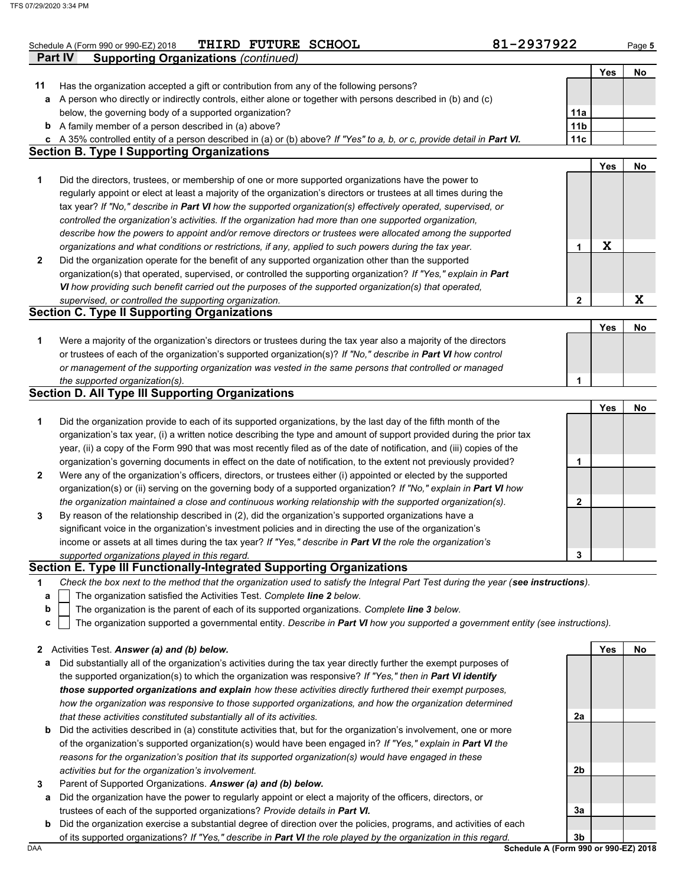Schedule A (Form 990 or 990-EZ) 2018 THIRD FUTURE SCHOOL 81-2937922

## Part IV Supporting Organizations *(continued)*

| | | | Yes | No |
|---|---|---|---|---|
| **11** | Has the organization accepted a gift or contribution from any of the following persons? | | | |
| **a** | A person who directly or indirectly controls, either alone or together with persons described in (b) and (c) below, the governing body of a supported organization? | 11a | | |
| **b** | A family member of a person described in (a) above? | 11b | | |
| **c** | A 35% controlled entity of a person described in (a) or (b) above? *If "Yes" to a, b, or c, provide detail in **Part VI.*** | 11c | | |

### Section B. Type I Supporting Organizations

| | | | Yes | No |
|---|---|---|---|---|
| **1** | Did the directors, trustees, or membership of one or more supported organizations have the power to regularly appoint or elect at least a majority of the organization's directors or trustees at all times during the tax year? *If "No," describe in **Part VI** how the supported organization(s) effectively operated, supervised, or controlled the organization's activities. If the organization had more than one supported organization, describe how the powers to appoint and/or remove directors or trustees were allocated among the supported organizations and what conditions or restrictions, if any, applied to such powers during the tax year.* | 1 | X | |
| **2** | Did the organization operate for the benefit of any supported organization other than the supported organization(s) that operated, supervised, or controlled the supporting organization? *If "Yes," explain in **Part VI** how providing such benefit carried out the purposes of the supported organization(s) that operated, supervised, or controlled the supporting organization.* | 2 | | X |

### Section C. Type II Supporting Organizations

| | | | Yes | No |
|---|---|---|---|---|
| **1** | Were a majority of the organization's directors or trustees during the tax year also a majority of the directors or trustees of each of the organization's supported organization(s)? *If "No," describe in **Part VI** how control or management of the supporting organization was vested in the same persons that controlled or managed the supported organization(s).* | 1 | | |

### Section D. All Type III Supporting Organizations

| | | | Yes | No |
|---|---|---|---|---|
| **1** | Did the organization provide to each of its supported organizations, by the last day of the fifth month of the organization's tax year, (i) a written notice describing the type and amount of support provided during the prior tax year, (ii) a copy of the Form 990 that was most recently filed as of the date of notification, and (iii) copies of the organization's governing documents in effect on the date of notification, to the extent not previously provided? | 1 | | |
| **2** | Were any of the organization's officers, directors, or trustees either (i) appointed or elected by the supported organization(s) or (ii) serving on the governing body of a supported organization? *If "No," explain in **Part VI** how the organization maintained a close and continuous working relationship with the supported organization(s).* | 2 | | |
| **3** | By reason of the relationship described in (2), did the organization's supported organizations have a significant voice in the organization's investment policies and in directing the use of the organization's income or assets at all times during the tax year? *If "Yes," describe in **Part VI** the role the organization's supported organizations played in this regard.* | 3 | | |

### Section E. Type III Functionally-Integrated Supporting Organizations

**1** *Check the box next to the method that the organization used to satisfy the Integral Part Test during the year (**see instructions**).*

- **a** ☐ The organization satisfied the Activities Test. *Complete **line 2** below.*
- **b** ☐ The organization is the parent of each of its supported organizations. *Complete **line 3** below.*
- **c** ☐ The organization supported a governmental entity. *Describe in **Part VI** how you supported a government entity (see instructions).*

| | | | Yes | No |
|---|---|---|---|---|
| **2** | Activities Test. ***Answer (a) and (b) below.*** | | | |
| **a** | Did substantially all of the organization's activities during the tax year directly further the exempt purposes of the supported organization(s) to which the organization was responsive? *If "Yes," then in **Part VI identify those supported organizations and explain** how these activities directly furthered their exempt purposes, how the organization was responsive to those supported organizations, and how the organization determined that these activities constituted substantially all of its activities.* | 2a | | |
| **b** | Did the activities described in (a) constitute activities that, but for the organization's involvement, one or more of the organization's supported organization(s) would have been engaged in? *If "Yes," explain in **Part VI** the reasons for the organization's position that its supported organization(s) would have engaged in these activities but for the organization's involvement.* | 2b | | |
| **3** | Parent of Supported Organizations. ***Answer (a) and (b) below.*** | | | |
| **a** | Did the organization have the power to regularly appoint or elect a majority of the officers, directors, or trustees of each of the supported organizations? *Provide details in **Part VI.*** | 3a | | |
| **b** | Did the organization exercise a substantial degree of direction over the policies, programs, and activities of each of its supported organizations? *If "Yes," describe in **Part VI** the role played by the organization in this regard.* | 3b | | |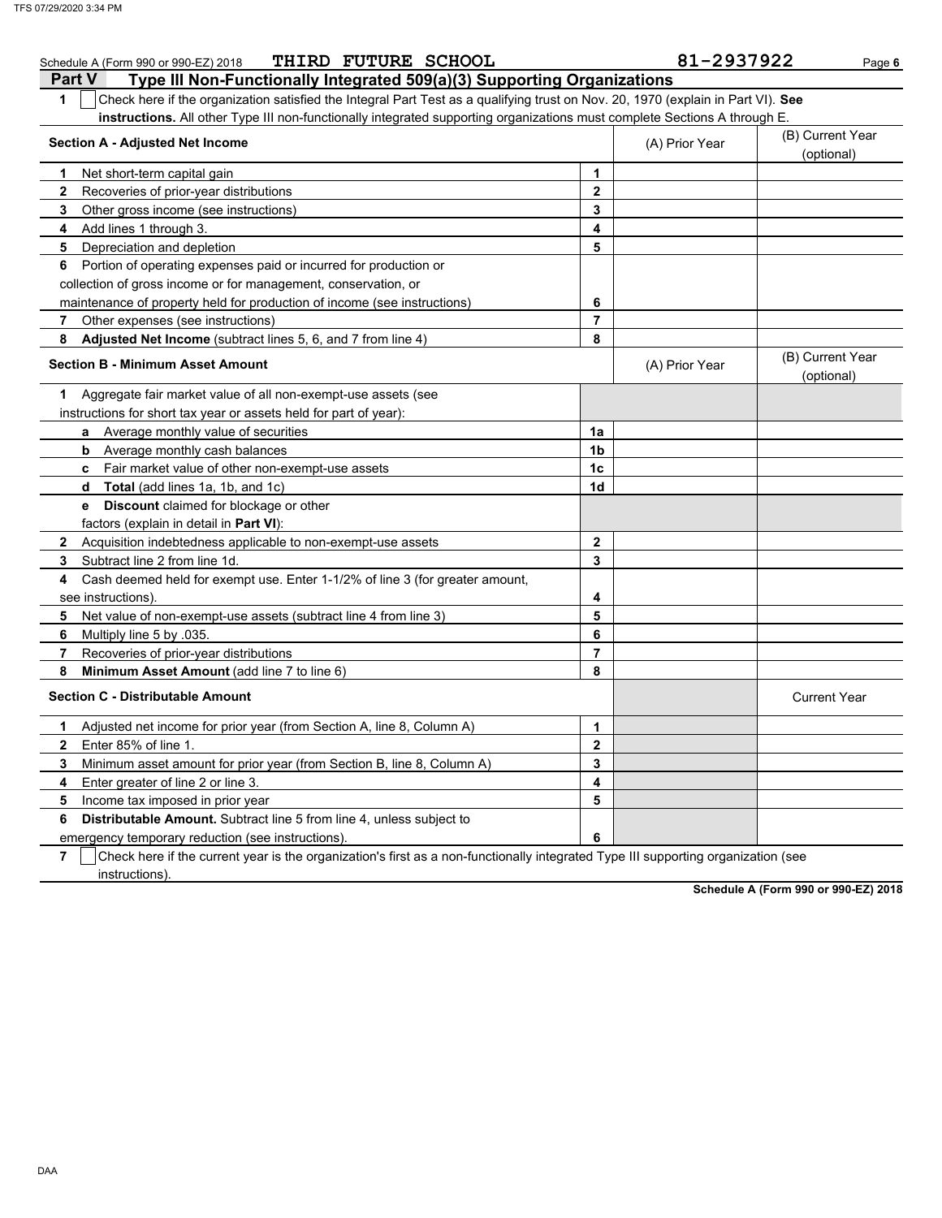Schedule A (Form 990 or 990-EZ) 2018 THIRD FUTURE SCHOOL 81-2937922

## Part V Type III Non-Functionally Integrated 509(a)(3) Supporting Organizations

**1** ☐ Check here if the organization satisfied the Integral Part Test as a qualifying trust on Nov. 20, 1970 (explain in Part VI). **See instructions.** All other Type III non-functionally integrated supporting organizations must complete Sections A through E.

| Section A - Adjusted Net Income | | (A) Prior Year | (B) Current Year (optional) |
|---|---|---|---|
| **1** Net short-term capital gain | 1 | | |
| **2** Recoveries of prior-year distributions | 2 | | |
| **3** Other gross income (see instructions) | 3 | | |
| **4** Add lines 1 through 3. | 4 | | |
| **5** Depreciation and depletion | 5 | | |
| **6** Portion of operating expenses paid or incurred for production or collection of gross income or for management, conservation, or maintenance of property held for production of income (see instructions) | 6 | | |
| **7** Other expenses (see instructions) | 7 | | |
| **8** **Adjusted Net Income** (subtract lines 5, 6, and 7 from line 4) | 8 | | |

| Section B - Minimum Asset Amount | | (A) Prior Year | (B) Current Year (optional) |
|---|---|---|---|
| **1** Aggregate fair market value of all non-exempt-use assets (see instructions for short tax year or assets held for part of year): | | | |
| **a** Average monthly value of securities | 1a | | |
| **b** Average monthly cash balances | 1b | | |
| **c** Fair market value of other non-exempt-use assets | 1c | | |
| **d** **Total** (add lines 1a, 1b, and 1c) | 1d | | |
| **e** **Discount** claimed for blockage or other factors (explain in detail in **Part VI**): | | | |
| **2** Acquisition indebtedness applicable to non-exempt-use assets | 2 | | |
| **3** Subtract line 2 from line 1d. | 3 | | |
| **4** Cash deemed held for exempt use. Enter 1-1/2% of line 3 (for greater amount, see instructions). | 4 | | |
| **5** Net value of non-exempt-use assets (subtract line 4 from line 3) | 5 | | |
| **6** Multiply line 5 by .035. | 6 | | |
| **7** Recoveries of prior-year distributions | 7 | | |
| **8** **Minimum Asset Amount** (add line 7 to line 6) | 8 | | |

| Section C - Distributable Amount | | | Current Year |
|---|---|---|---|
| **1** Adjusted net income for prior year (from Section A, line 8, Column A) | 1 | | |
| **2** Enter 85% of line 1. | 2 | | |
| **3** Minimum asset amount for prior year (from Section B, line 8, Column A) | 3 | | |
| **4** Enter greater of line 2 or line 3. | 4 | | |
| **5** Income tax imposed in prior year | 5 | | |
| **6** **Distributable Amount.** Subtract line 5 from line 4, unless subject to emergency temporary reduction (see instructions). | 6 | | |

**7** ☐ Check here if the current year is the organization's first as a non-functionally integrated Type III supporting organization (see instructions).

**Schedule A (Form 990 or 990-EZ) 2018**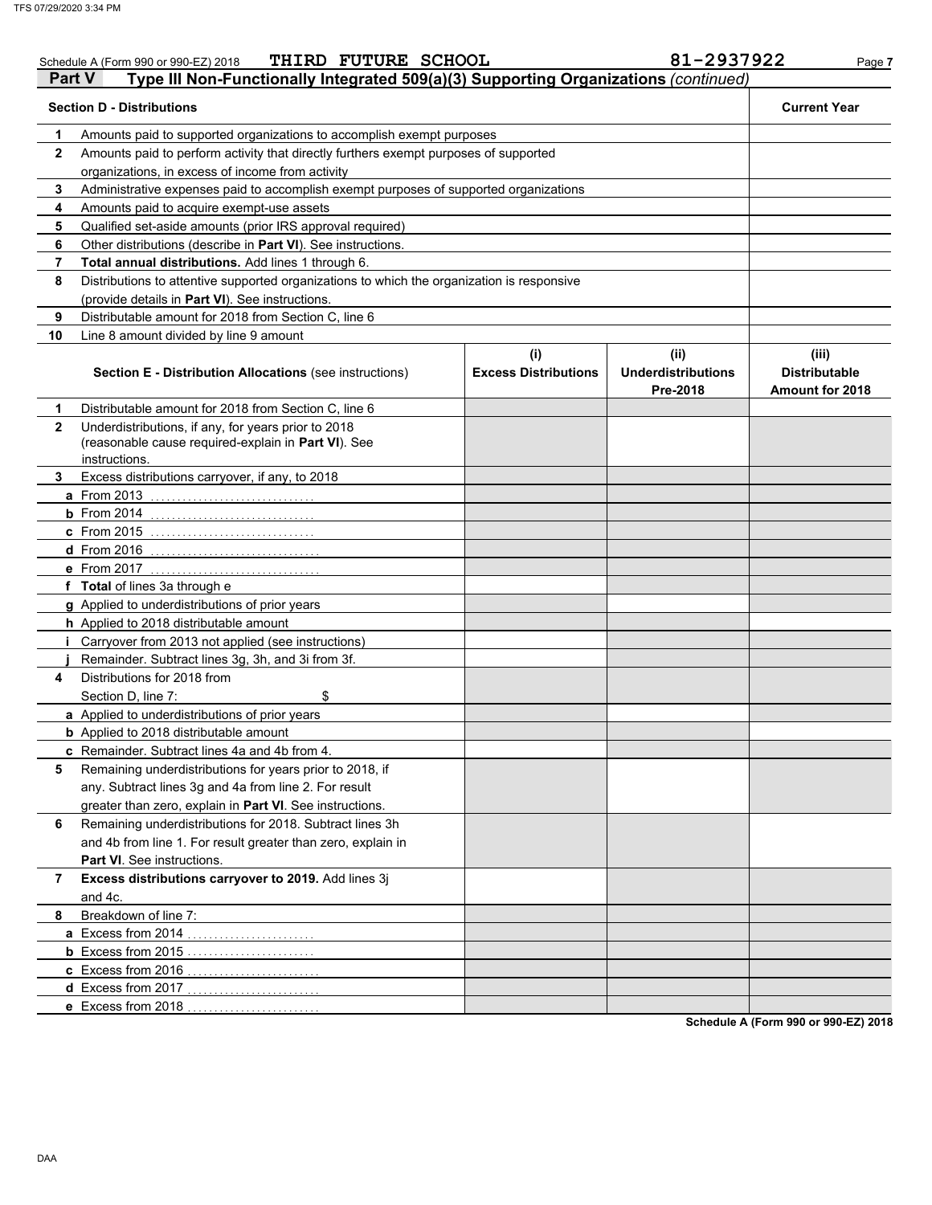Schedule A (Form 990 or 990-EZ) 2018 THIRD FUTURE SCHOOL 81-2937922 Page 7

## Part V Type III Non-Functionally Integrated 509(a)(3) Supporting Organizations *(continued)*

| | **Section D - Distributions** | **Current Year** |
|---|---|---|
| **1** | Amounts paid to supported organizations to accomplish exempt purposes | |
| **2** | Amounts paid to perform activity that directly furthers exempt purposes of supported organizations, in excess of income from activity | |
| **3** | Administrative expenses paid to accomplish exempt purposes of supported organizations | |
| **4** | Amounts paid to acquire exempt-use assets | |
| **5** | Qualified set-aside amounts (prior IRS approval required) | |
| **6** | Other distributions (describe in **Part VI**). See instructions. | |
| **7** | **Total annual distributions.** Add lines 1 through 6. | |
| **8** | Distributions to attentive supported organizations to which the organization is responsive (provide details in **Part VI**). See instructions. | |
| **9** | Distributable amount for 2018 from Section C, line 6 | |
| **10** | Line 8 amount divided by line 9 amount | |

| | **Section E - Distribution Allocations** (see instructions) | **(i) Excess Distributions** | **(ii) Underdistributions Pre-2018** | **(iii) Distributable Amount for 2018** |
|---|---|---|---|---|
| **1** | Distributable amount for 2018 from Section C, line 6 | | | |
| **2** | Underdistributions, if any, for years prior to 2018 (reasonable cause required-explain in **Part VI**). See instructions. | | | |
| **3** | Excess distributions carryover, if any, to 2018 | | | |
| **a** | From 2013 | | | |
| **b** | From 2014 | | | |
| **c** | From 2015 | | | |
| **d** | From 2016 | | | |
| **e** | From 2017 | | | |
| **f** | **Total** of lines 3a through e | | | |
| **g** | Applied to underdistributions of prior years | | | |
| **h** | Applied to 2018 distributable amount | | | |
| **i** | Carryover from 2013 not applied (see instructions) | | | |
| **j** | Remainder. Subtract lines 3g, 3h, and 3i from 3f. | | | |
| **4** | Distributions for 2018 from Section D, line 7: $ | | | |
| **a** | Applied to underdistributions of prior years | | | |
| **b** | Applied to 2018 distributable amount | | | |
| **c** | Remainder. Subtract lines 4a and 4b from 4. | | | |
| **5** | Remaining underdistributions for years prior to 2018, if any. Subtract lines 3g and 4a from line 2. For result greater than zero, explain in **Part VI**. See instructions. | | | |
| **6** | Remaining underdistributions for 2018. Subtract lines 3h and 4b from line 1. For result greater than zero, explain in **Part VI**. See instructions. | | | |
| **7** | **Excess distributions carryover to 2019.** Add lines 3j and 4c. | | | |
| **8** | Breakdown of line 7: | | | |
| **a** | Excess from 2014 | | | |
| **b** | Excess from 2015 | | | |
| **c** | Excess from 2016 | | | |
| **d** | Excess from 2017 | | | |
| **e** | Excess from 2018 | | | |

**Schedule A (Form 990 or 990-EZ) 2018**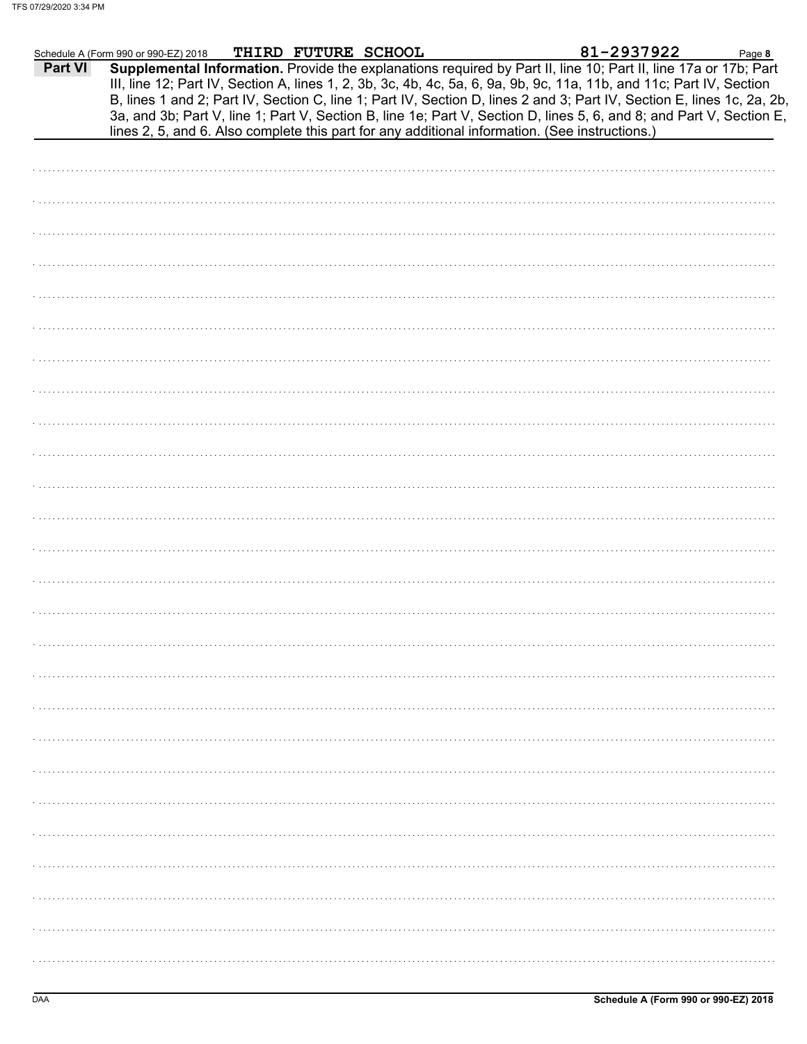Schedule A (Form 990 or 990-EZ) 2018 THIRD FUTURE SCHOOL 81-2937922

**Part VI** **Supplemental Information.** Provide the explanations required by Part II, line 10; Part II, line 17a or 17b; Part III, line 12; Part IV, Section A, lines 1, 2, 3b, 3c, 4b, 4c, 5a, 6, 9a, 9b, 9c, 11a, 11b, and 11c; Part IV, Section B, lines 1 and 2; Part IV, Section C, line 1; Part IV, Section D, lines 2 and 3; Part IV, Section E, lines 1c, 2a, 2b, 3a, and 3b; Part V, line 1; Part V, Section B, line 1e; Part V, Section D, lines 5, 6, and 8; and Part V, Section E, lines 2, 5, and 6. Also complete this part for any additional information. (See instructions.)

DAA

**Schedule A (Form 990 or 990-EZ) 2018**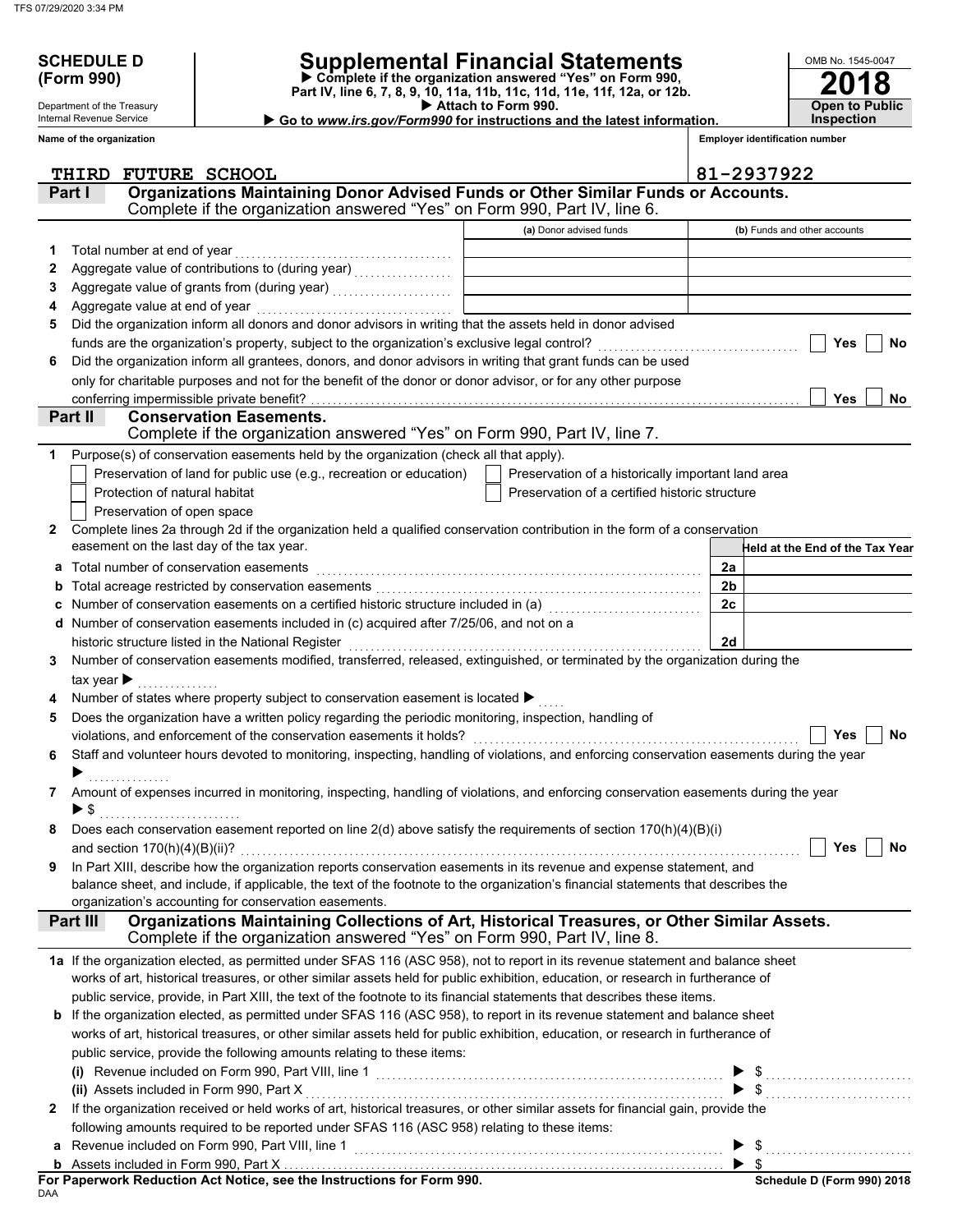**SCHEDULE D (Form 990)**

Department of the Treasury
Internal Revenue Service

# Supplemental Financial Statements

▶ Complete if the organization answered "Yes" on Form 990, Part IV, line 6, 7, 8, 9, 10, 11a, 11b, 11c, 11d, 11e, 11f, 12a, or 12b.
▶ Attach to Form 990.
▶ Go to *www.irs.gov/Form990* for instructions and the latest information.

OMB No. 1545-0047
**2018**
**Open to Public Inspection**

**Name of the organization:** THIRD FUTURE SCHOOL
**Employer identification number:** 81-2937922

## Part I Organizations Maintaining Donor Advised Funds or Other Similar Funds or Accounts.
Complete if the organization answered "Yes" on Form 990, Part IV, line 6.

| | | (a) Donor advised funds | (b) Funds and other accounts |
|---|---|---|---|
| 1 | Total number at end of year | | |
| 2 | Aggregate value of contributions to (during year) | | |
| 3 | Aggregate value of grants from (during year) | | |
| 4 | Aggregate value at end of year | | |

5 Did the organization inform all donors and donor advisors in writing that the assets held in donor advised funds are the organization's property, subject to the organization's exclusive legal control? ☐ Yes ☐ No

6 Did the organization inform all grantees, donors, and donor advisors in writing that grant funds can be used only for charitable purposes and not for the benefit of the donor or donor advisor, or for any other purpose conferring impermissible private benefit? ☐ Yes ☐ No

## Part II Conservation Easements.
Complete if the organization answered "Yes" on Form 990, Part IV, line 7.

1 Purpose(s) of conservation easements held by the organization (check all that apply).
- ☐ Preservation of land for public use (e.g., recreation or education)
- ☐ Preservation of a historically important land area
- ☐ Protection of natural habitat
- ☐ Preservation of a certified historic structure
- ☐ Preservation of open space

2 Complete lines 2a through 2d if the organization held a qualified conservation contribution in the form of a conservation easement on the last day of the tax year.

| | | | Held at the End of the Tax Year |
|---|---|---|---|
| a | Total number of conservation easements | 2a | |
| b | Total acreage restricted by conservation easements | 2b | |
| c | Number of conservation easements on a certified historic structure included in (a) | 2c | |
| d | Number of conservation easements included in (c) acquired after 7/25/06, and not on a historic structure listed in the National Register | 2d | |

3 Number of conservation easements modified, transferred, released, extinguished, or terminated by the organization during the tax year ▶

4 Number of states where property subject to conservation easement is located ▶

5 Does the organization have a written policy regarding the periodic monitoring, inspection, handling of violations, and enforcement of the conservation easements it holds? ☐ Yes ☐ No

6 Staff and volunteer hours devoted to monitoring, inspecting, handling of violations, and enforcing conservation easements during the year ▶

7 Amount of expenses incurred in monitoring, inspecting, handling of violations, and enforcing conservation easements during the year ▶ $

8 Does each conservation easement reported on line 2(d) above satisfy the requirements of section 170(h)(4)(B)(i) and section 170(h)(4)(B)(ii)? ☐ Yes ☐ No

9 In Part XIII, describe how the organization reports conservation easements in its revenue and expense statement, and balance sheet, and include, if applicable, the text of the footnote to the organization's financial statements that describes the organization's accounting for conservation easements.

## Part III Organizations Maintaining Collections of Art, Historical Treasures, or Other Similar Assets.
Complete if the organization answered "Yes" on Form 990, Part IV, line 8.

1a If the organization elected, as permitted under SFAS 116 (ASC 958), not to report in its revenue statement and balance sheet works of art, historical treasures, or other similar assets held for public exhibition, education, or research in furtherance of public service, provide, in Part XIII, the text of the footnote to its financial statements that describes these items.

b If the organization elected, as permitted under SFAS 116 (ASC 958), to report in its revenue statement and balance sheet works of art, historical treasures, or other similar assets held for public exhibition, education, or research in furtherance of public service, provide the following amounts relating to these items:

(i) Revenue included on Form 990, Part VIII, line 1 ▶ $

(ii) Assets included in Form 990, Part X ▶ $

2 If the organization received or held works of art, historical treasures, or other similar assets for financial gain, provide the following amounts required to be reported under SFAS 116 (ASC 958) relating to these items:

a Revenue included on Form 990, Part VIII, line 1 ▶ $

b Assets included in Form 990, Part X ▶ $

**For Paperwork Reduction Act Notice, see the Instructions for Form 990.**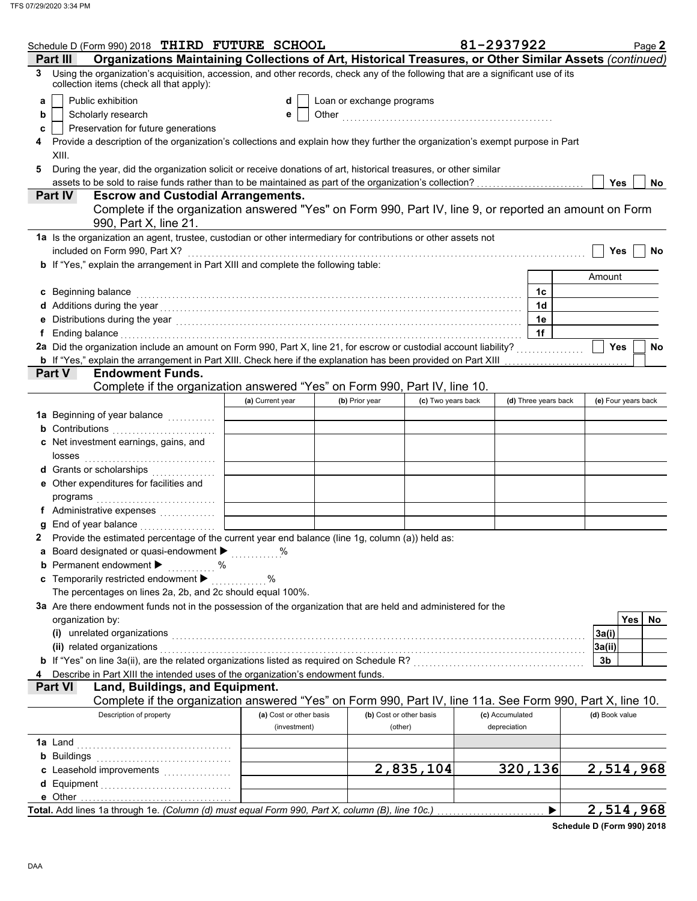Schedule D (Form 990) 2018 THIRD FUTURE SCHOOL 81-2937922 Page 2

**Part III Organizations Maintaining Collections of Art, Historical Treasures, or Other Similar Assets** *(continued)*

3 Using the organization's acquisition, accession, and other records, check any of the following that are a significant use of its collection items (check all that apply):

- a [ ] Public exhibition
- b [ ] Scholarly research
- c [ ] Preservation for future generations
- d [ ] Loan or exchange programs
- e [ ] Other ....................................................

4 Provide a description of the organization's collections and explain how they further the organization's exempt purpose in Part XIII.

5 During the year, did the organization solicit or receive donations of art, historical treasures, or other similar assets to be sold to raise funds rather than to be maintained as part of the organization's collection? [ ] Yes [ ] No

**Part IV Escrow and Custodial Arrangements.**

Complete if the organization answered "Yes" on Form 990, Part IV, line 9, or reported an amount on Form 990, Part X, line 21.

1a Is the organization an agent, trustee, custodian or other intermediary for contributions or other assets not included on Form 990, Part X? [ ] Yes [ ] No

b If "Yes," explain the arrangement in Part XIII and complete the following table:

| | | Amount |
|---|---|---|
| c Beginning balance | 1c | |
| d Additions during the year | 1d | |
| e Distributions during the year | 1e | |
| f Ending balance | 1f | |

2a Did the organization include an amount on Form 990, Part X, line 21, for escrow or custodial account liability? [ ] Yes [ ] No

b If "Yes," explain the arrangement in Part XIII. Check here if the explanation has been provided on Part XIII [ ]

**Part V Endowment Funds.**

Complete if the organization answered "Yes" on Form 990, Part IV, line 10.

| | (a) Current year | (b) Prior year | (c) Two years back | (d) Three years back | (e) Four years back |
|---|---|---|---|---|---|
| 1a Beginning of year balance | | | | | |
| b Contributions | | | | | |
| c Net investment earnings, gains, and losses | | | | | |
| d Grants or scholarships | | | | | |
| e Other expenditures for facilities and programs | | | | | |
| f Administrative expenses | | | | | |
| g End of year balance | | | | | |

2 Provide the estimated percentage of the current year end balance (line 1g, column (a)) held as:

a Board designated or quasi-endowment ▶ ............%

b Permanent endowment ▶ ............%

c Temporarily restricted endowment ▶ ............%

The percentages on lines 2a, 2b, and 2c should equal 100%.

3a Are there endowment funds not in the possession of the organization that are held and administered for the organization by:

| | | Yes | No |
|---|---|---|---|
| (i) unrelated organizations | 3a(i) | | |
| (ii) related organizations | 3a(ii) | | |
| b If "Yes" on line 3a(ii), are the related organizations listed as required on Schedule R? | 3b | | |

4 Describe in Part XIII the intended uses of the organization's endowment funds.

**Part VI Land, Buildings, and Equipment.**

Complete if the organization answered "Yes" on Form 990, Part IV, line 11a. See Form 990, Part X, line 10.

| Description of property | (a) Cost or other basis (investment) | (b) Cost or other basis (other) | (c) Accumulated depreciation | (d) Book value |
|---|---|---|---|---|
| 1a Land | | | | |
| b Buildings | | | | |
| c Leasehold improvements | | 2,835,104 | 320,136 | 2,514,968 |
| d Equipment | | | | |
| e Other | | | | |
| **Total.** Add lines 1a through 1e. *(Column (d) must equal Form 990, Part X, column (B), line 10c.)* ▶ | | | | 2,514,968 |

**Schedule D (Form 990) 2018**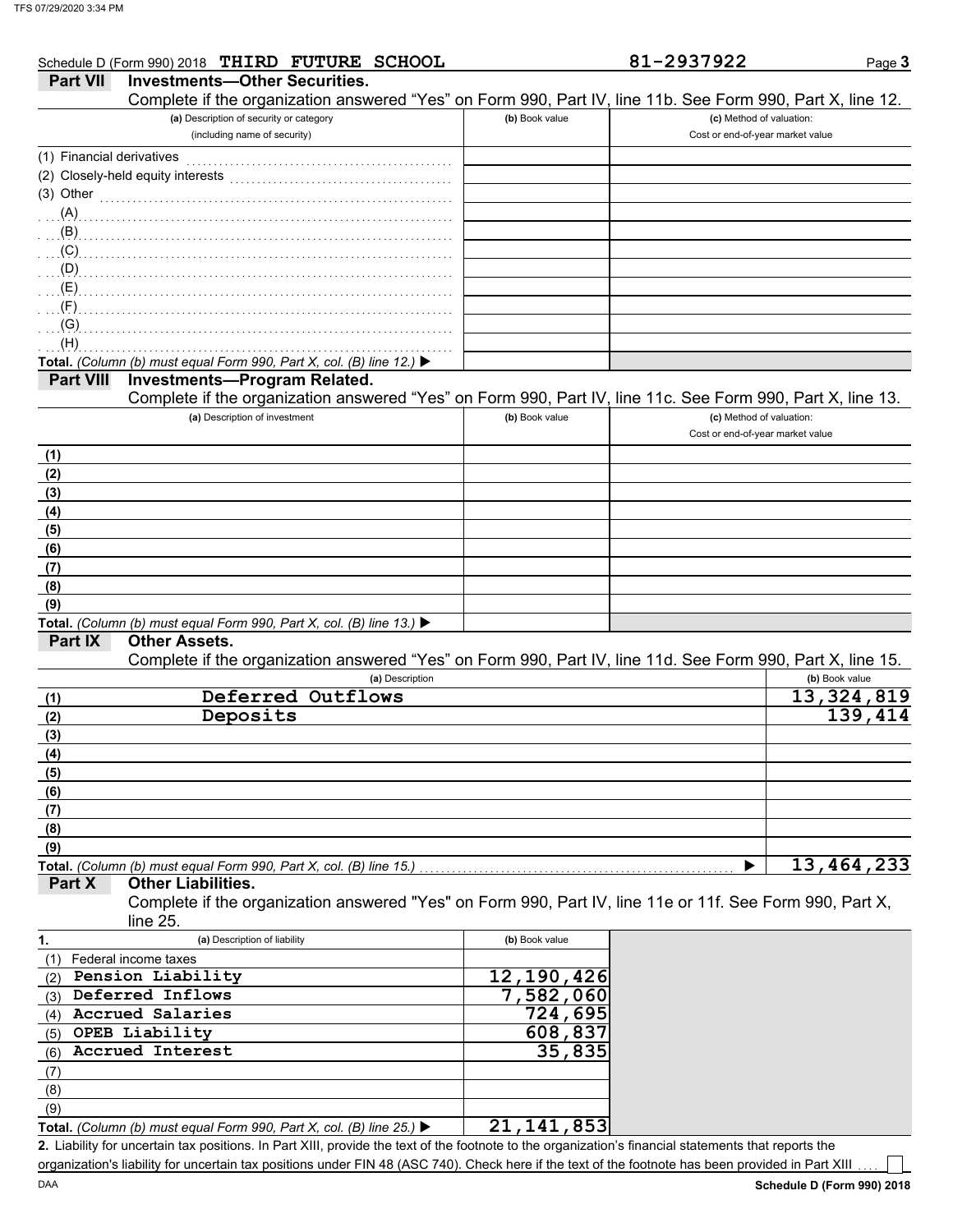Schedule D (Form 990) 2018 **THIRD FUTURE SCHOOL** 81-2937922 Page **3**

## Part VII Investments—Other Securities.

Complete if the organization answered "Yes" on Form 990, Part IV, line 11b. See Form 990, Part X, line 12.

| (a) Description of security or category (including name of security) | (b) Book value | (c) Method of valuation: Cost or end-of-year market value |
|---|---|---|
| (1) Financial derivatives | | |
| (2) Closely-held equity interests | | |
| (3) Other | | |
| (A) | | |
| (B) | | |
| (C) | | |
| (D) | | |
| (E) | | |
| (F) | | |
| (G) | | |
| (H) | | |
| **Total.** *(Column (b) must equal Form 990, Part X, col. (B) line 12.)* ▶ | | |

## Part VIII Investments—Program Related.

Complete if the organization answered "Yes" on Form 990, Part IV, line 11c. See Form 990, Part X, line 13.

| (a) Description of investment | (b) Book value | (c) Method of valuation: Cost or end-of-year market value |
|---|---|---|
| (1) | | |
| (2) | | |
| (3) | | |
| (4) | | |
| (5) | | |
| (6) | | |
| (7) | | |
| (8) | | |
| (9) | | |
| **Total.** *(Column (b) must equal Form 990, Part X, col. (B) line 13.)* ▶ | | |

## Part IX Other Assets.

Complete if the organization answered "Yes" on Form 990, Part IV, line 11d. See Form 990, Part X, line 15.

| (a) Description | (b) Book value |
|---|---|
| (1) Deferred Outflows | 13,324,819 |
| (2) Deposits | 139,414 |
| (3) | |
| (4) | |
| (5) | |
| (6) | |
| (7) | |
| (8) | |
| (9) | |
| **Total.** *(Column (b) must equal Form 990, Part X, col. (B) line 15.)* ▶ | 13,464,233 |

## Part X Other Liabilities.

Complete if the organization answered "Yes" on Form 990, Part IV, line 11e or 11f. See Form 990, Part X, line 25.

| 1. (a) Description of liability | (b) Book value |
|---|---|
| (1) Federal income taxes | |
| (2) Pension Liability | 12,190,426 |
| (3) Deferred Inflows | 7,582,060 |
| (4) Accrued Salaries | 724,695 |
| (5) OPEB Liability | 608,837 |
| (6) Accrued Interest | 35,835 |
| (7) | |
| (8) | |
| (9) | |
| **Total.** *(Column (b) must equal Form 990, Part X, col. (B) line 25.)* ▶ | 21,141,853 |

**2.** Liability for uncertain tax positions. In Part XIII, provide the text of the footnote to the organization's financial statements that reports the organization's liability for uncertain tax positions under FIN 48 (ASC 740). Check here if the text of the footnote has been provided in Part XIII ☐

DAA **Schedule D (Form 990) 2018**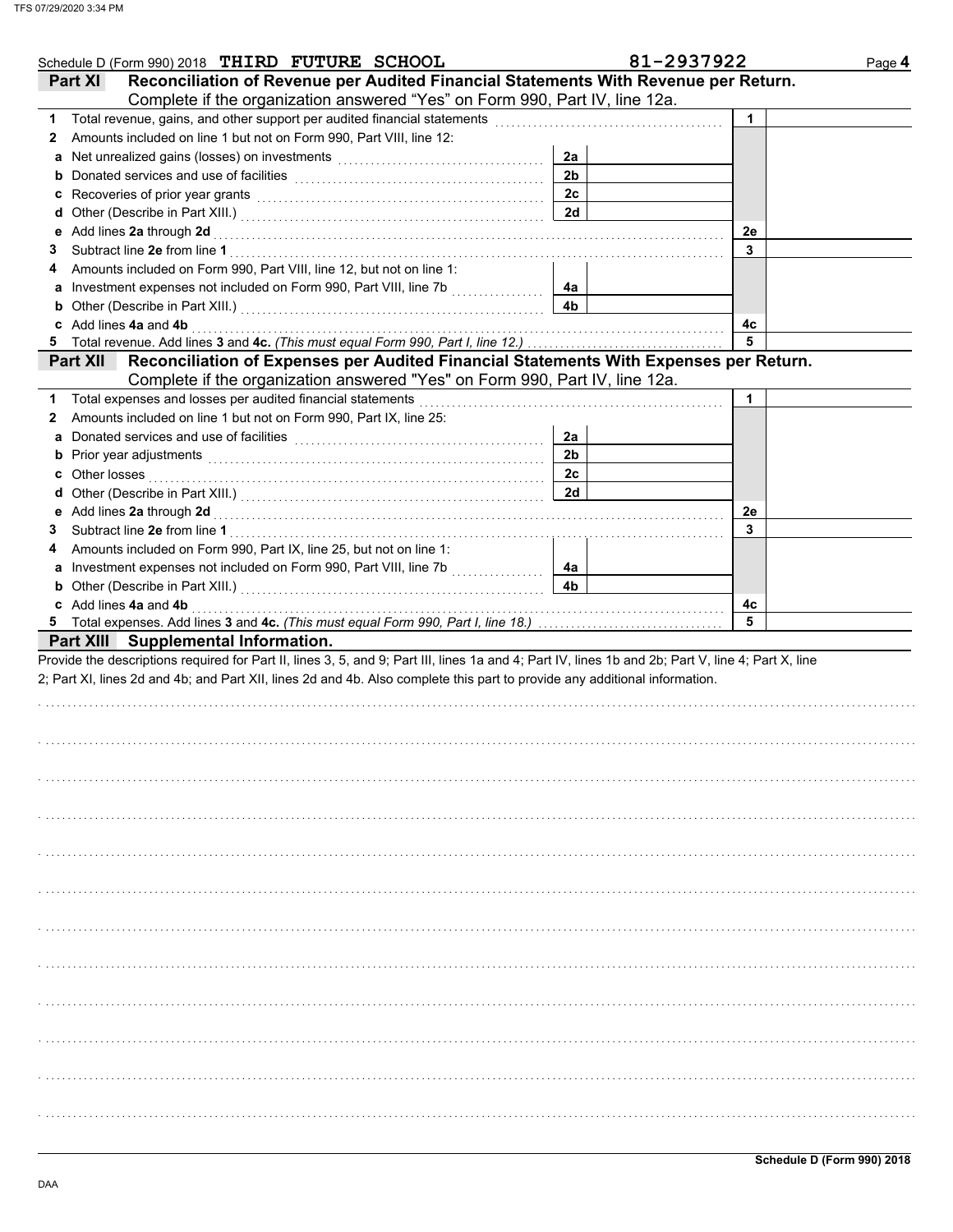Schedule D (Form 990) 2018 THIRD FUTURE SCHOOL 81-2937922 Page **4**

## Part XI Reconciliation of Revenue per Audited Financial Statements With Revenue per Return.

Complete if the organization answered "Yes" on Form 990, Part IV, line 12a.

| | | | | | |
|---|---|---|---|---|---|
| **1** | Total revenue, gains, and other support per audited financial statements | | | 1 | |
| **2** | Amounts included on line 1 but not on Form 990, Part VIII, line 12: | | | | |
| **a** | Net unrealized gains (losses) on investments | 2a | | | |
| **b** | Donated services and use of facilities | 2b | | | |
| **c** | Recoveries of prior year grants | 2c | | | |
| **d** | Other (Describe in Part XIII.) | 2d | | | |
| **e** | Add lines **2a** through **2d** | | | 2e | |
| **3** | Subtract line **2e** from line **1** | | | 3 | |
| **4** | Amounts included on Form 990, Part VIII, line 12, but not on line 1: | | | | |
| **a** | Investment expenses not included on Form 990, Part VIII, line 7b | 4a | | | |
| **b** | Other (Describe in Part XIII.) | 4b | | | |
| **c** | Add lines **4a** and **4b** | | | 4c | |
| **5** | Total revenue. Add lines **3** and **4c.** *(This must equal Form 990, Part I, line 12.)* | | | 5 | |

## Part XII Reconciliation of Expenses per Audited Financial Statements With Expenses per Return.

Complete if the organization answered "Yes" on Form 990, Part IV, line 12a.

| | | | | | |
|---|---|---|---|---|---|
| **1** | Total expenses and losses per audited financial statements | | | 1 | |
| **2** | Amounts included on line 1 but not on Form 990, Part IX, line 25: | | | | |
| **a** | Donated services and use of facilities | 2a | | | |
| **b** | Prior year adjustments | 2b | | | |
| **c** | Other losses | 2c | | | |
| **d** | Other (Describe in Part XIII.) | 2d | | | |
| **e** | Add lines **2a** through **2d** | | | 2e | |
| **3** | Subtract line **2e** from line **1** | | | 3 | |
| **4** | Amounts included on Form 990, Part IX, line 25, but not on line 1: | | | | |
| **a** | Investment expenses not included on Form 990, Part VIII, line 7b | 4a | | | |
| **b** | Other (Describe in Part XIII.) | 4b | | | |
| **c** | Add lines **4a** and **4b** | | | 4c | |
| **5** | Total expenses. Add lines **3** and **4c.** *(This must equal Form 990, Part I, line 18.)* | | | 5 | |

## Part XIII Supplemental Information.

Provide the descriptions required for Part II, lines 3, 5, and 9; Part III, lines 1a and 4; Part IV, lines 1b and 2b; Part V, line 4; Part X, line 2; Part XI, lines 2d and 4b; and Part XII, lines 2d and 4b. Also complete this part to provide any additional information.

Schedule D (Form 990) 2018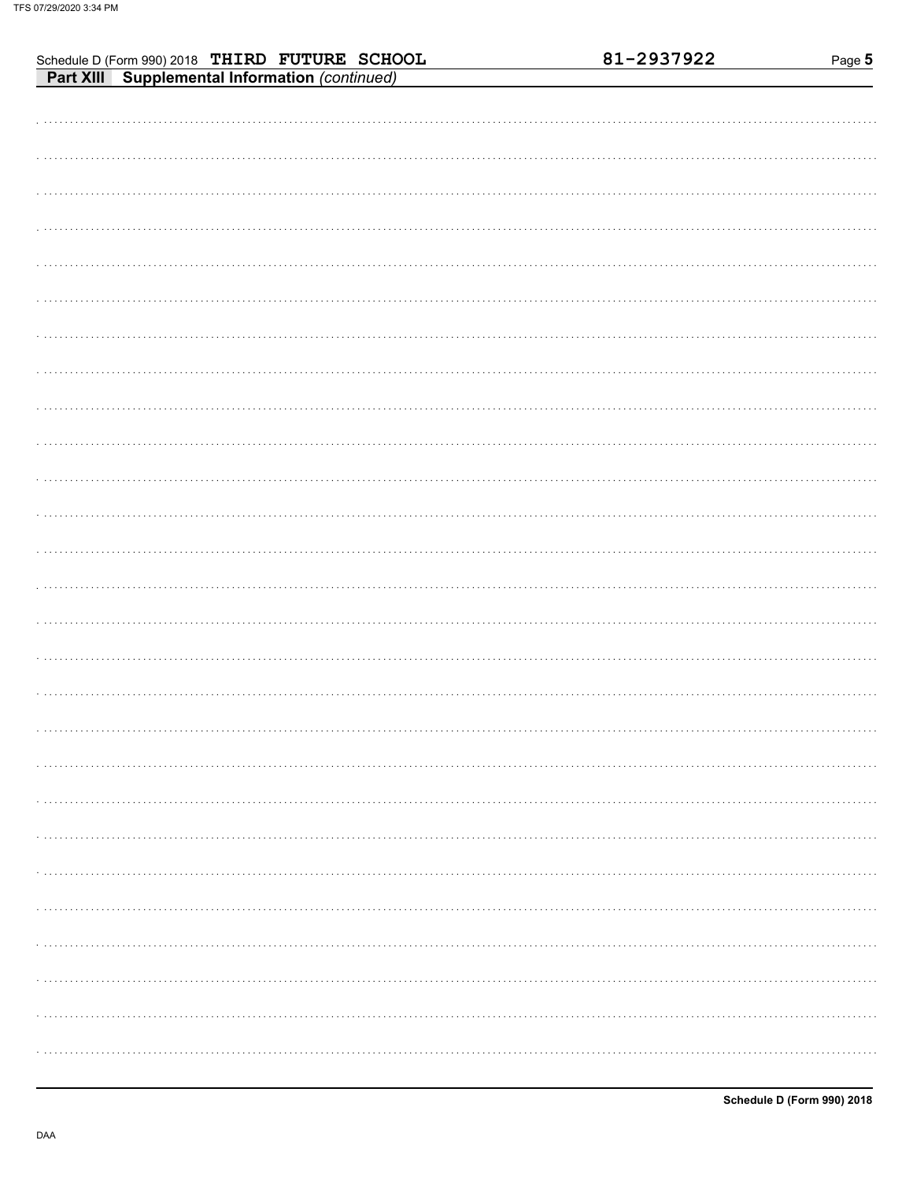Schedule D (Form 990) 2018 THIRD FUTURE SCHOOL 81-2937922

**Part XIII Supplemental Information** *(continued)*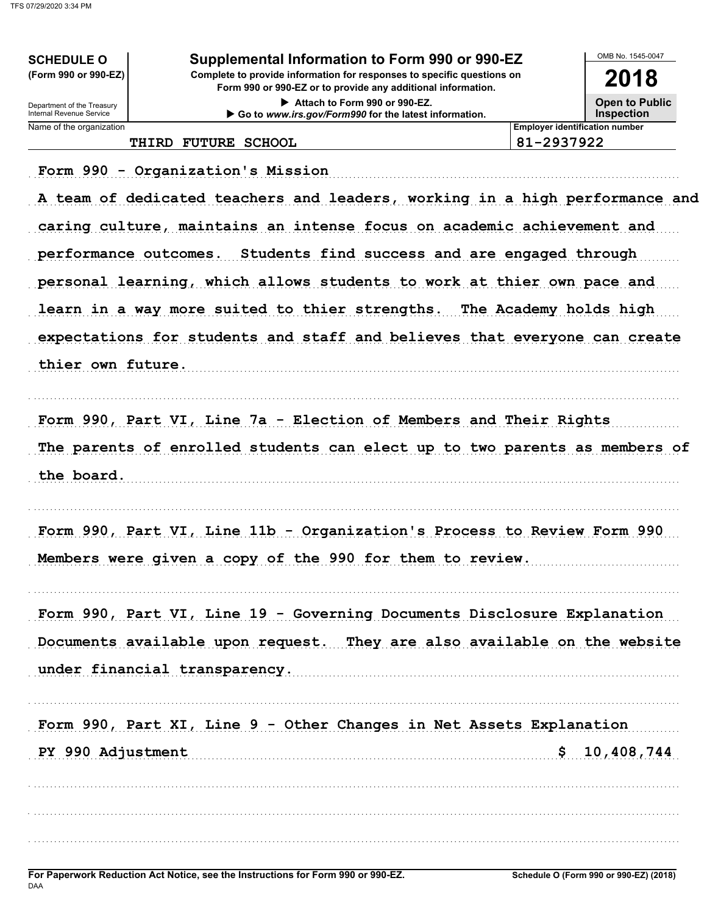**SCHEDULE O**
**(Form 990 or 990-EZ)**

Department of the Treasury
Internal Revenue Service

# Supplemental Information to Form 990 or 990-EZ

**Complete to provide information for responses to specific questions on Form 990 or 990-EZ or to provide any additional information.**

▶ Attach to Form 990 or 990-EZ.

▶ Go to *www.irs.gov/Form990* for the latest information.

OMB No. 1545-0047

**2018**

**Open to Public Inspection**

| Name of the organization | Employer identification number |
|---|---|
| THIRD FUTURE SCHOOL | 81-2937922 |

Form 990 - Organization's Mission

A team of dedicated teachers and leaders, working in a high performance and caring culture, maintains an intense focus on academic achievement and performance outcomes. Students find success and are engaged through personal learning, which allows students to work at thier own pace and learn in a way more suited to thier strengths. The Academy holds high expectations for students and staff and believes that everyone can create thier own future.

Form 990, Part VI, Line 7a - Election of Members and Their Rights

The parents of enrolled students can elect up to two parents as members of the board.

Form 990, Part VI, Line 11b - Organization's Process to Review Form 990

Members were given a copy of the 990 for them to review.

Form 990, Part VI, Line 19 - Governing Documents Disclosure Explanation

Documents available upon request. They are also available on the website under financial transparency.

Form 990, Part XI, Line 9 - Other Changes in Net Assets Explanation

PY 990 Adjustment $ 10,408,744

**For Paperwork Reduction Act Notice, see the Instructions for Form 990 or 990-EZ.**
DAA

**Schedule O (Form 990 or 990-EZ) (2018)**